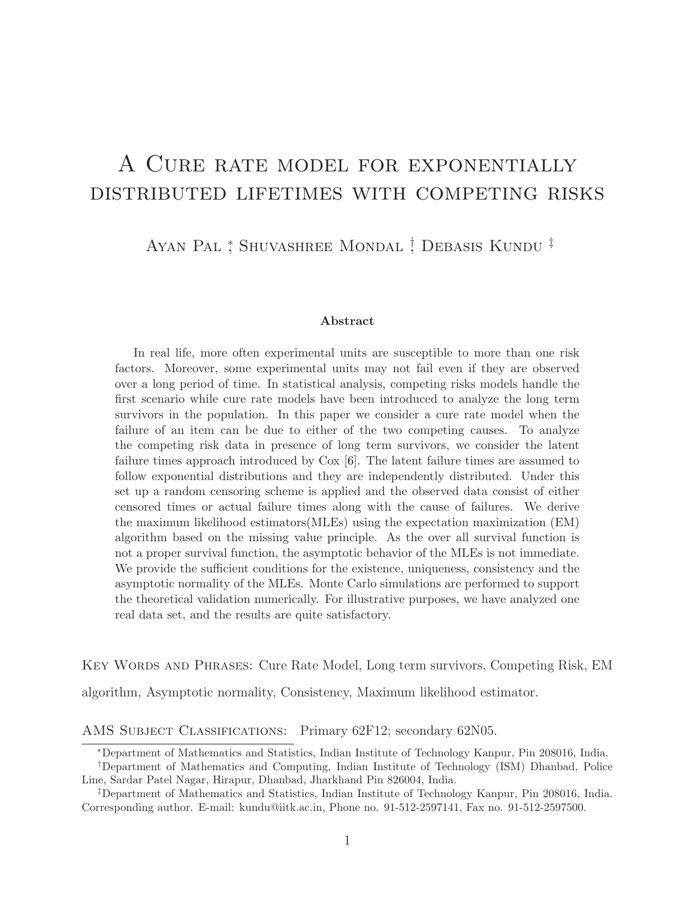# A Cure rate model for exponentially distributed lifetimes with competing risks

Ayan Pal [*], Shuvashree Mondal [†], Debasis Kundu [‡]

### Abstract

In real life, more often experimental units are susceptible to more than one risk factors. Moreover, some experimental units may not fail even if they are observed over a long period of time. In statistical analysis, competing risks models handle the first scenario while cure rate models have been introduced to analyze the long term survivors in the population. In this paper we consider a cure rate model when the failure of an item can be due to either of the two competing causes. To analyze the competing risk data in presence of long term survivors, we consider the latent failure times approach introduced by Cox [6]. The latent failure times are assumed to follow exponential distributions and they are independently distributed. Under this set up a random censoring scheme is applied and the observed data consist of either censored times or actual failure times along with the cause of failures. We derive the maximum likelihood estimators(MLEs) using the expectation maximization (EM) algorithm based on the missing value principle. As the over all survival function is not a proper survival function, the asymptotic behavior of the MLEs is not immediate. We provide the sufficient conditions for the existence, uniqueness, consistency and the asymptotic normality of the MLEs. Monte Carlo simulations are performed to support the theoretical validation numerically. For illustrative purposes, we have analyzed one real data set, and the results are quite satisfactory.

Key Words and Phrases: Cure Rate Model, Long term survivors, Competing Risk, EM algorithm, Asymptotic normality, Consistency, Maximum likelihood estimator.

AMS Subject Classifications: Primary 62F12; secondary 62N05.

---

[*] Department of Mathematics and Statistics, Indian Institute of Technology Kanpur, Pin 208016, India.

[†] Department of Mathematics and Computing, Indian Institute of Technology (ISM) Dhanbad, Police Line, Sardar Patel Nagar, Hirapur, Dhanbad, Jharkhand Pin 826004, India.

[‡] Department of Mathematics and Statistics, Indian Institute of Technology Kanpur, Pin 208016, India. Corresponding author. E-mail: kundu@iitk.ac.in, Phone no. 91-512-2597141, Fax no. 91-512-2597500.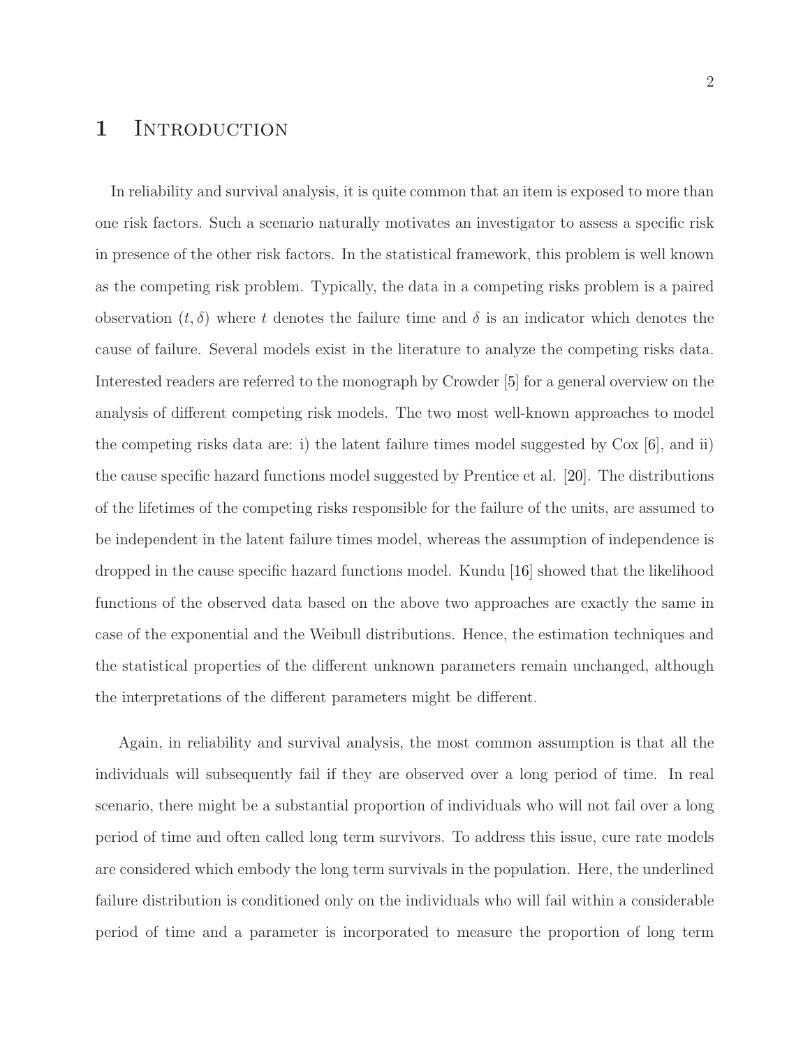# 1 Introduction

In reliability and survival analysis, it is quite common that an item is exposed to more than one risk factors. Such a scenario naturally motivates an investigator to assess a specific risk in presence of the other risk factors. In the statistical framework, this problem is well known as the competing risk problem. Typically, the data in a competing risks problem is a paired observation $(t, \delta)$ where $t$ denotes the failure time and $\delta$ is an indicator which denotes the cause of failure. Several models exist in the literature to analyze the competing risks data. Interested readers are referred to the monograph by Crowder [5] for a general overview on the analysis of different competing risk models. The two most well-known approaches to model the competing risks data are: i) the latent failure times model suggested by Cox [6], and ii) the cause specific hazard functions model suggested by Prentice et al. [20]. The distributions of the lifetimes of the competing risks responsible for the failure of the units, are assumed to be independent in the latent failure times model, whereas the assumption of independence is dropped in the cause specific hazard functions model. Kundu [16] showed that the likelihood functions of the observed data based on the above two approaches are exactly the same in case of the exponential and the Weibull distributions. Hence, the estimation techniques and the statistical properties of the different unknown parameters remain unchanged, although the interpretations of the different parameters might be different.

Again, in reliability and survival analysis, the most common assumption is that all the individuals will subsequently fail if they are observed over a long period of time. In real scenario, there might be a substantial proportion of individuals who will not fail over a long period of time and often called long term survivors. To address this issue, cure rate models are considered which embody the long term survivals in the population. Here, the underlined failure distribution is conditioned only on the individuals who will fail within a considerable period of time and a parameter is incorporated to measure the proportion of long term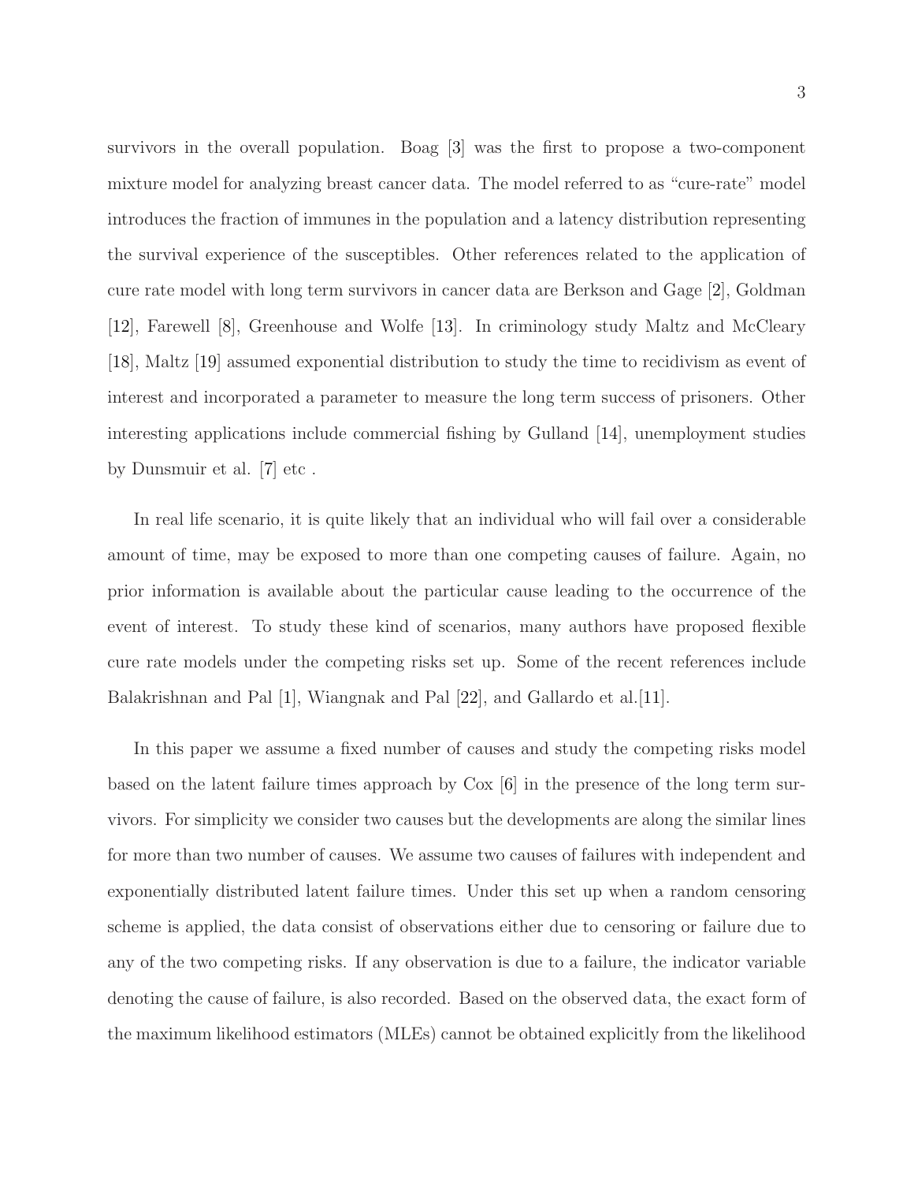survivors in the overall population. Boag [3] was the first to propose a two-component mixture model for analyzing breast cancer data. The model referred to as "cure-rate" model introduces the fraction of immunes in the population and a latency distribution representing the survival experience of the susceptibles. Other references related to the application of cure rate model with long term survivors in cancer data are Berkson and Gage [2], Goldman [12], Farewell [8], Greenhouse and Wolfe [13]. In criminology study Maltz and McCleary [18], Maltz [19] assumed exponential distribution to study the time to recidivism as event of interest and incorporated a parameter to measure the long term success of prisoners. Other interesting applications include commercial fishing by Gulland [14], unemployment studies by Dunsmuir et al. [7] etc .

In real life scenario, it is quite likely that an individual who will fail over a considerable amount of time, may be exposed to more than one competing causes of failure. Again, no prior information is available about the particular cause leading to the occurrence of the event of interest. To study these kind of scenarios, many authors have proposed flexible cure rate models under the competing risks set up. Some of the recent references include Balakrishnan and Pal [1], Wiangnak and Pal [22], and Gallardo et al.[11].

In this paper we assume a fixed number of causes and study the competing risks model based on the latent failure times approach by Cox [6] in the presence of the long term survivors. For simplicity we consider two causes but the developments are along the similar lines for more than two number of causes. We assume two causes of failures with independent and exponentially distributed latent failure times. Under this set up when a random censoring scheme is applied, the data consist of observations either due to censoring or failure due to any of the two competing risks. If any observation is due to a failure, the indicator variable denoting the cause of failure, is also recorded. Based on the observed data, the exact form of the maximum likelihood estimators (MLEs) cannot be obtained explicitly from the likelihood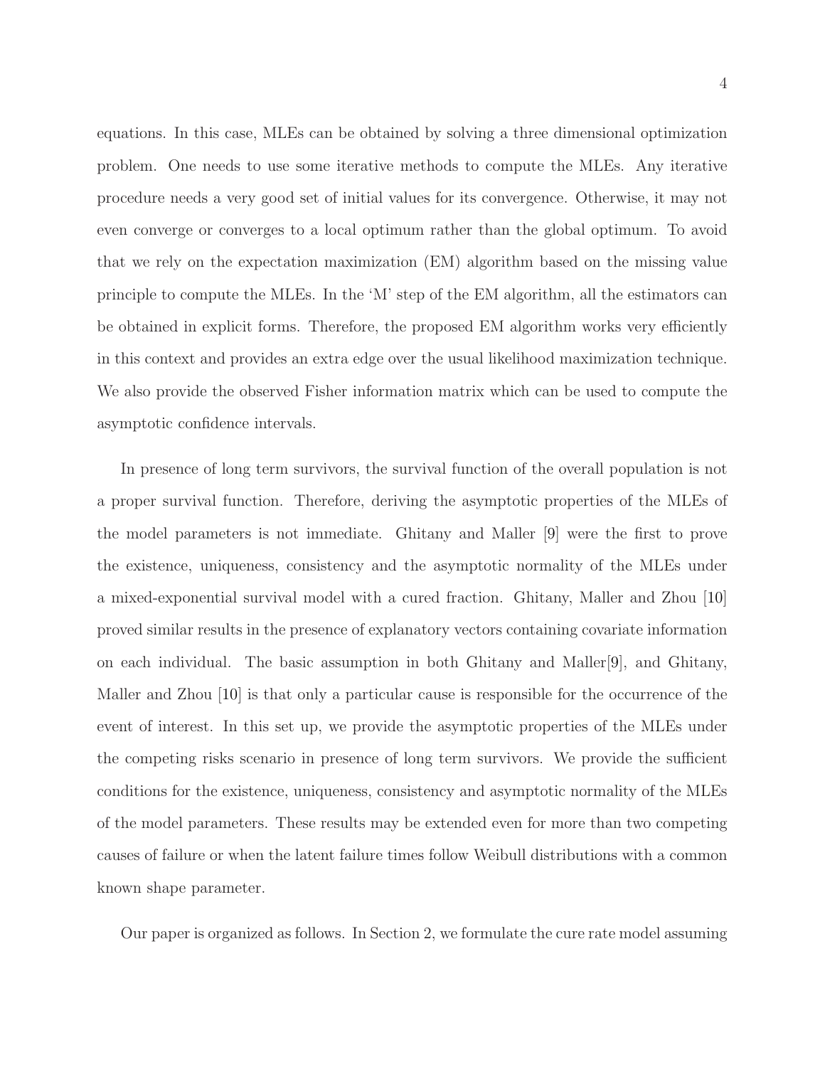equations. In this case, MLEs can be obtained by solving a three dimensional optimization problem. One needs to use some iterative methods to compute the MLEs. Any iterative procedure needs a very good set of initial values for its convergence. Otherwise, it may not even converge or converges to a local optimum rather than the global optimum. To avoid that we rely on the expectation maximization (EM) algorithm based on the missing value principle to compute the MLEs. In the 'M' step of the EM algorithm, all the estimators can be obtained in explicit forms. Therefore, the proposed EM algorithm works very efficiently in this context and provides an extra edge over the usual likelihood maximization technique. We also provide the observed Fisher information matrix which can be used to compute the asymptotic confidence intervals.

In presence of long term survivors, the survival function of the overall population is not a proper survival function. Therefore, deriving the asymptotic properties of the MLEs of the model parameters is not immediate. Ghitany and Maller [9] were the first to prove the existence, uniqueness, consistency and the asymptotic normality of the MLEs under a mixed-exponential survival model with a cured fraction. Ghitany, Maller and Zhou [10] proved similar results in the presence of explanatory vectors containing covariate information on each individual. The basic assumption in both Ghitany and Maller[9], and Ghitany, Maller and Zhou [10] is that only a particular cause is responsible for the occurrence of the event of interest. In this set up, we provide the asymptotic properties of the MLEs under the competing risks scenario in presence of long term survivors. We provide the sufficient conditions for the existence, uniqueness, consistency and asymptotic normality of the MLEs of the model parameters. These results may be extended even for more than two competing causes of failure or when the latent failure times follow Weibull distributions with a common known shape parameter.

Our paper is organized as follows. In Section 2, we formulate the cure rate model assuming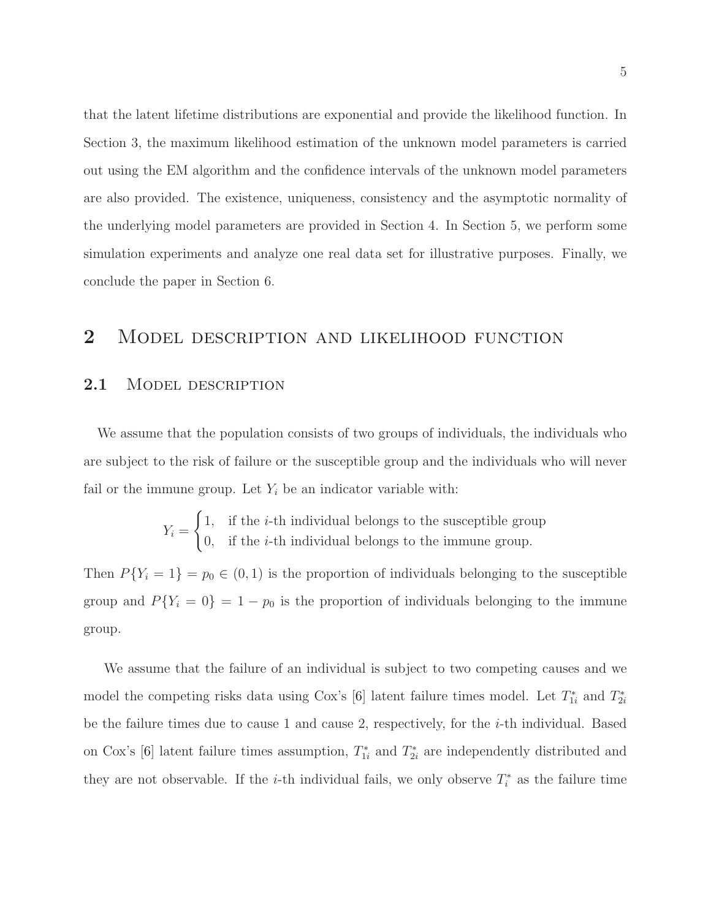that the latent lifetime distributions are exponential and provide the likelihood function. In Section 3, the maximum likelihood estimation of the unknown model parameters is carried out using the EM algorithm and the confidence intervals of the unknown model parameters are also provided. The existence, uniqueness, consistency and the asymptotic normality of the underlying model parameters are provided in Section 4. In Section 5, we perform some simulation experiments and analyze one real data set for illustrative purposes. Finally, we conclude the paper in Section 6.

# 2 Model description and likelihood function

## 2.1 Model description

We assume that the population consists of two groups of individuals, the individuals who are subject to the risk of failure or the susceptible group and the individuals who will never fail or the immune group. Let $Y_i$ be an indicator variable with:

$$Y_i = \begin{cases} 1, & \text{if the } i\text{-th individual belongs to the susceptible group} \\ 0, & \text{if the } i\text{-th individual belongs to the immune group.} \end{cases}$$

Then $P\{Y_i = 1\} = p_0 \in (0, 1)$ is the proportion of individuals belonging to the susceptible group and $P\{Y_i = 0\} = 1 - p_0$ is the proportion of individuals belonging to the immune group.

We assume that the failure of an individual is subject to two competing causes and we model the competing risks data using Cox's [6] latent failure times model. Let $T^*_{1i}$ and $T^*_{2i}$ be the failure times due to cause 1 and cause 2, respectively, for the $i$-th individual. Based on Cox's [6] latent failure times assumption, $T^*_{1i}$ and $T^*_{2i}$ are independently distributed and they are not observable. If the $i$-th individual fails, we only observe $T^*_i$ as the failure time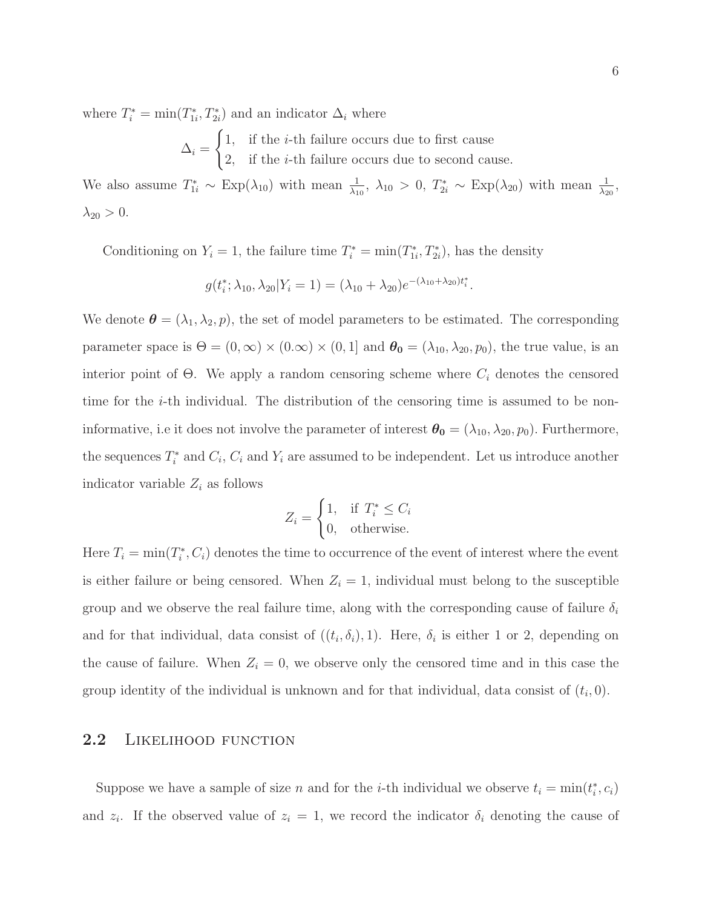where $T_i^* = \min(T_{1i}^*, T_{2i}^*)$ and an indicator $\Delta_i$ where

$$\Delta_i = \begin{cases} 1, & \text{if the } i\text{-th failure occurs due to first cause} \\ 2, & \text{if the } i\text{-th failure occurs due to second cause.} \end{cases}$$

We also assume $T_{1i}^* \sim \text{Exp}(\lambda_{10})$ with mean $\frac{1}{\lambda_{10}}$, $\lambda_{10} > 0$, $T_{2i}^* \sim \text{Exp}(\lambda_{20})$ with mean $\frac{1}{\lambda_{20}}$, $\lambda_{20} > 0$.

Conditioning on $Y_i = 1$, the failure time $T_i^* = \min(T_{1i}^*, T_{2i}^*)$, has the density

$$g(t_i^*; \lambda_{10}, \lambda_{20} | Y_i = 1) = (\lambda_{10} + \lambda_{20}) e^{-(\lambda_{10}+\lambda_{20})t_i^*}.$$

We denote $\boldsymbol{\theta} = (\lambda_1, \lambda_2, p)$, the set of model parameters to be estimated. The corresponding parameter space is $\Theta = (0, \infty) \times (0.\infty) \times (0, 1]$ and $\boldsymbol{\theta_0} = (\lambda_{10}, \lambda_{20}, p_0)$, the true value, is an interior point of $\Theta$. We apply a random censoring scheme where $C_i$ denotes the censored time for the $i$-th individual. The distribution of the censoring time is assumed to be non-informative, i.e it does not involve the parameter of interest $\boldsymbol{\theta_0} = (\lambda_{10}, \lambda_{20}, p_0)$. Furthermore, the sequences $T_i^*$ and $C_i$, $C_i$ and $Y_i$ are assumed to be independent. Let us introduce another indicator variable $Z_i$ as follows

$$Z_i = \begin{cases} 1, & \text{if } T_i^* \leq C_i \\ 0, & \text{otherwise.} \end{cases}$$

Here $T_i = \min(T_i^*, C_i)$ denotes the time to occurrence of the event of interest where the event is either failure or being censored. When $Z_i = 1$, individual must belong to the susceptible group and we observe the real failure time, along with the corresponding cause of failure $\delta_i$ and for that individual, data consist of $((t_i, \delta_i), 1)$. Here, $\delta_i$ is either 1 or 2, depending on the cause of failure. When $Z_i = 0$, we observe only the censored time and in this case the group identity of the individual is unknown and for that individual, data consist of $(t_i, 0)$.

## 2.2 Likelihood function

Suppose we have a sample of size $n$ and for the $i$-th individual we observe $t_i = \min(t_i^*, c_i)$ and $z_i$. If the observed value of $z_i = 1$, we record the indicator $\delta_i$ denoting the cause of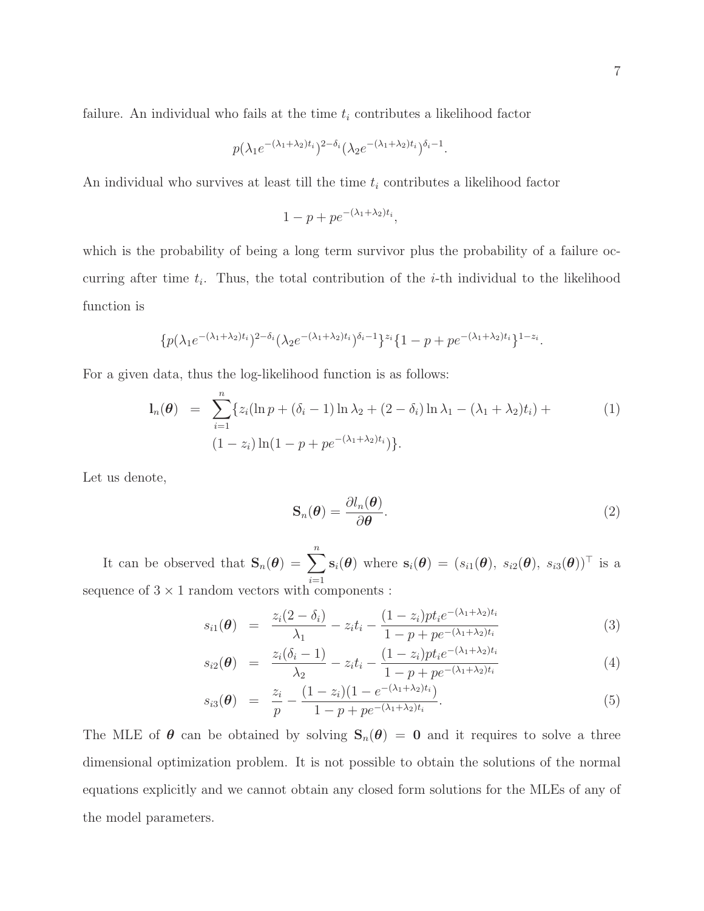failure. An individual who fails at the time $t_i$ contributes a likelihood factor

$$p(\lambda_1 e^{-(\lambda_1+\lambda_2)t_i})^{2-\delta_i}(\lambda_2 e^{-(\lambda_1+\lambda_2)t_i})^{\delta_i-1}.$$

An individual who survives at least till the time $t_i$ contributes a likelihood factor

$$1-p+pe^{-(\lambda_1+\lambda_2)t_i},$$

which is the probability of being a long term survivor plus the probability of a failure occurring after time $t_i$. Thus, the total contribution of the $i$-th individual to the likelihood function is

$$\{p(\lambda_1 e^{-(\lambda_1+\lambda_2)t_i})^{2-\delta_i}(\lambda_2 e^{-(\lambda_1+\lambda_2)t_i})^{\delta_i-1}\}^{z_i}\{1-p+pe^{-(\lambda_1+\lambda_2)t_i}\}^{1-z_i}.$$

For a given data, thus the log-likelihood function is as follows:

$$\begin{aligned}
\mathbf{l}_n(\boldsymbol{\theta}) &= \sum_{i=1}^{n}\{z_i(\ln p + (\delta_i - 1)\ln\lambda_2 + (2-\delta_i)\ln\lambda_1 - (\lambda_1+\lambda_2)t_i) + \\
&\quad (1-z_i)\ln(1-p+pe^{-(\lambda_1+\lambda_2)t_i})\}.
\end{aligned} \tag{1}$$

Let us denote,

$$\mathbf{S}_n(\boldsymbol{\theta}) = \frac{\partial l_n(\boldsymbol{\theta})}{\partial \boldsymbol{\theta}}. \tag{2}$$

It can be observed that $\mathbf{S}_n(\boldsymbol{\theta}) = \sum_{i=1}^{n}\mathbf{s}_i(\boldsymbol{\theta})$ where $\mathbf{s}_i(\boldsymbol{\theta}) = (s_{i1}(\boldsymbol{\theta}),\ s_{i2}(\boldsymbol{\theta}),\ s_{i3}(\boldsymbol{\theta}))^\top$ is a sequence of $3\times 1$ random vectors with components :

$$s_{i1}(\boldsymbol{\theta}) = \frac{z_i(2-\delta_i)}{\lambda_1} - z_i t_i - \frac{(1-z_i)pt_i e^{-(\lambda_1+\lambda_2)t_i}}{1-p+pe^{-(\lambda_1+\lambda_2)t_i}} \tag{3}$$

$$s_{i2}(\boldsymbol{\theta}) = \frac{z_i(\delta_i-1)}{\lambda_2} - z_i t_i - \frac{(1-z_i)pt_i e^{-(\lambda_1+\lambda_2)t_i}}{1-p+pe^{-(\lambda_1+\lambda_2)t_i}} \tag{4}$$

$$s_{i3}(\boldsymbol{\theta}) = \frac{z_i}{p} - \frac{(1-z_i)(1-e^{-(\lambda_1+\lambda_2)t_i})}{1-p+pe^{-(\lambda_1+\lambda_2)t_i}}. \tag{5}$$

The MLE of $\boldsymbol{\theta}$ can be obtained by solving $\mathbf{S}_n(\boldsymbol{\theta}) = \mathbf{0}$ and it requires to solve a three dimensional optimization problem. It is not possible to obtain the solutions of the normal equations explicitly and we cannot obtain any closed form solutions for the MLEs of any of the model parameters.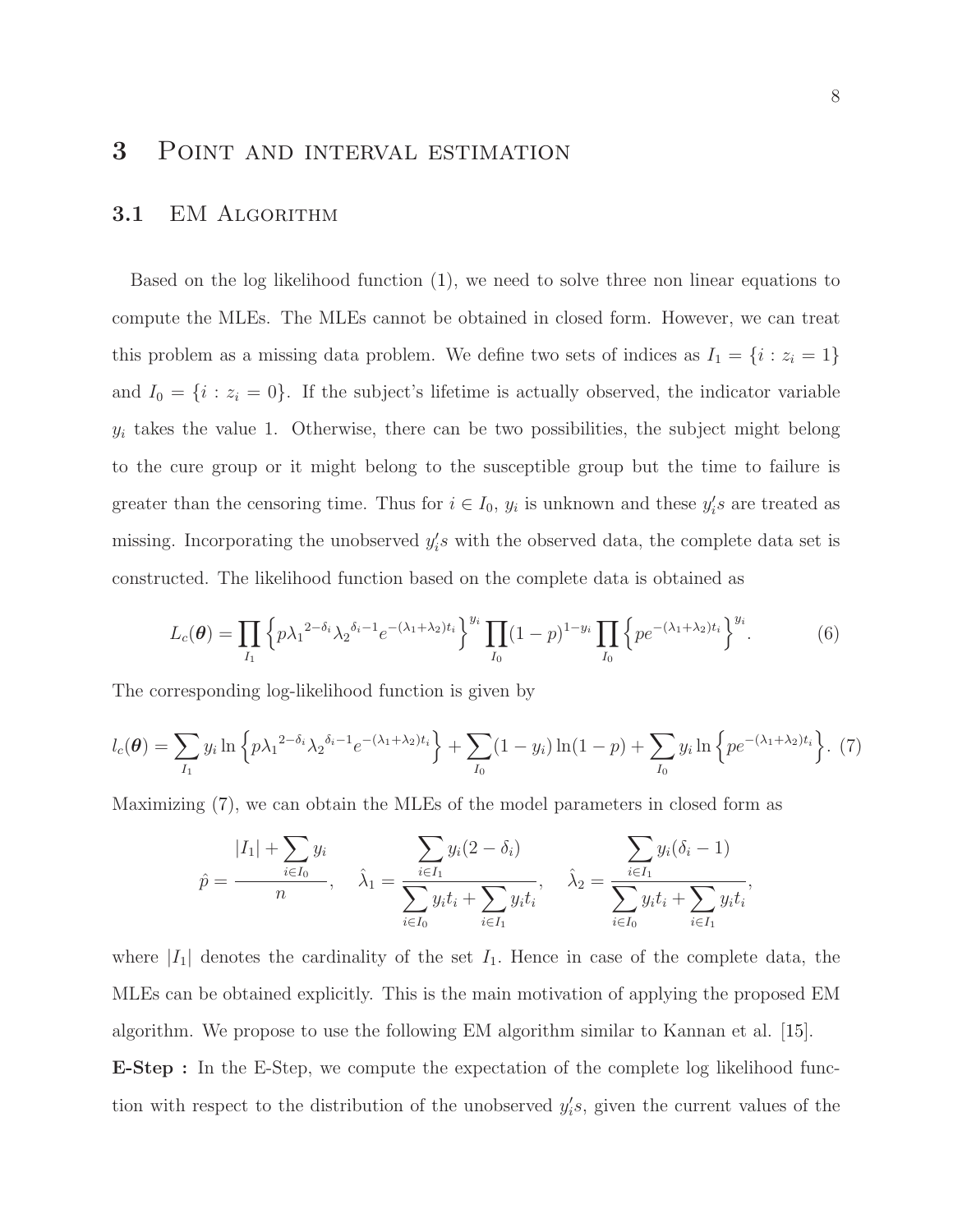# 3 Point and interval estimation

## 3.1 EM Algorithm

Based on the log likelihood function (1), we need to solve three non linear equations to compute the MLEs. The MLEs cannot be obtained in closed form. However, we can treat this problem as a missing data problem. We define two sets of indices as $I_1 = \{i : z_i = 1\}$ and $I_0 = \{i : z_i = 0\}$. If the subject's lifetime is actually observed, the indicator variable $y_i$ takes the value 1. Otherwise, there can be two possibilities, the subject might belong to the cure group or it might belong to the susceptible group but the time to failure is greater than the censoring time. Thus for $i \in I_0$, $y_i$ is unknown and these $y_i's$ are treated as missing. Incorporating the unobserved $y_i's$ with the observed data, the complete data set is constructed. The likelihood function based on the complete data is obtained as

$$L_c(\boldsymbol{\theta}) = \prod_{I_1} \left\{ p{\lambda_1}^{2-\delta_i}{\lambda_2}^{\delta_i - 1} e^{-(\lambda_1+\lambda_2)t_i} \right\}^{y_i} \prod_{I_0} (1-p)^{1-y_i} \prod_{I_0} \left\{ pe^{-(\lambda_1+\lambda_2)t_i} \right\}^{y_i}. \tag{6}$$

The corresponding log-likelihood function is given by

$$l_c(\boldsymbol{\theta}) = \sum_{I_1} y_i \ln \left\{ p{\lambda_1}^{2-\delta_i}{\lambda_2}^{\delta_i - 1} e^{-(\lambda_1+\lambda_2)t_i} \right\} + \sum_{I_0} (1-y_i)\ln(1-p) + \sum_{I_0} y_i \ln \left\{ pe^{-(\lambda_1+\lambda_2)t_i} \right\}. \tag{7}$$

Maximizing (7), we can obtain the MLEs of the model parameters in closed form as

$$\hat{p} = \frac{|I_1| + \sum_{i \in I_0} y_i}{n}, \quad \hat{\lambda}_1 = \frac{\sum_{i \in I_1} y_i (2-\delta_i)}{\sum_{i \in I_0} y_i t_i + \sum_{i \in I_1} y_i t_i}, \quad \hat{\lambda}_2 = \frac{\sum_{i \in I_1} y_i (\delta_i - 1)}{\sum_{i \in I_0} y_i t_i + \sum_{i \in I_1} y_i t_i},$$

where $|I_1|$ denotes the cardinality of the set $I_1$. Hence in case of the complete data, the MLEs can be obtained explicitly. This is the main motivation of applying the proposed EM algorithm. We propose to use the following EM algorithm similar to Kannan et al. [15].

**E-Step :** In the E-Step, we compute the expectation of the complete log likelihood function with respect to the distribution of the unobserved $y_i's$, given the current values of the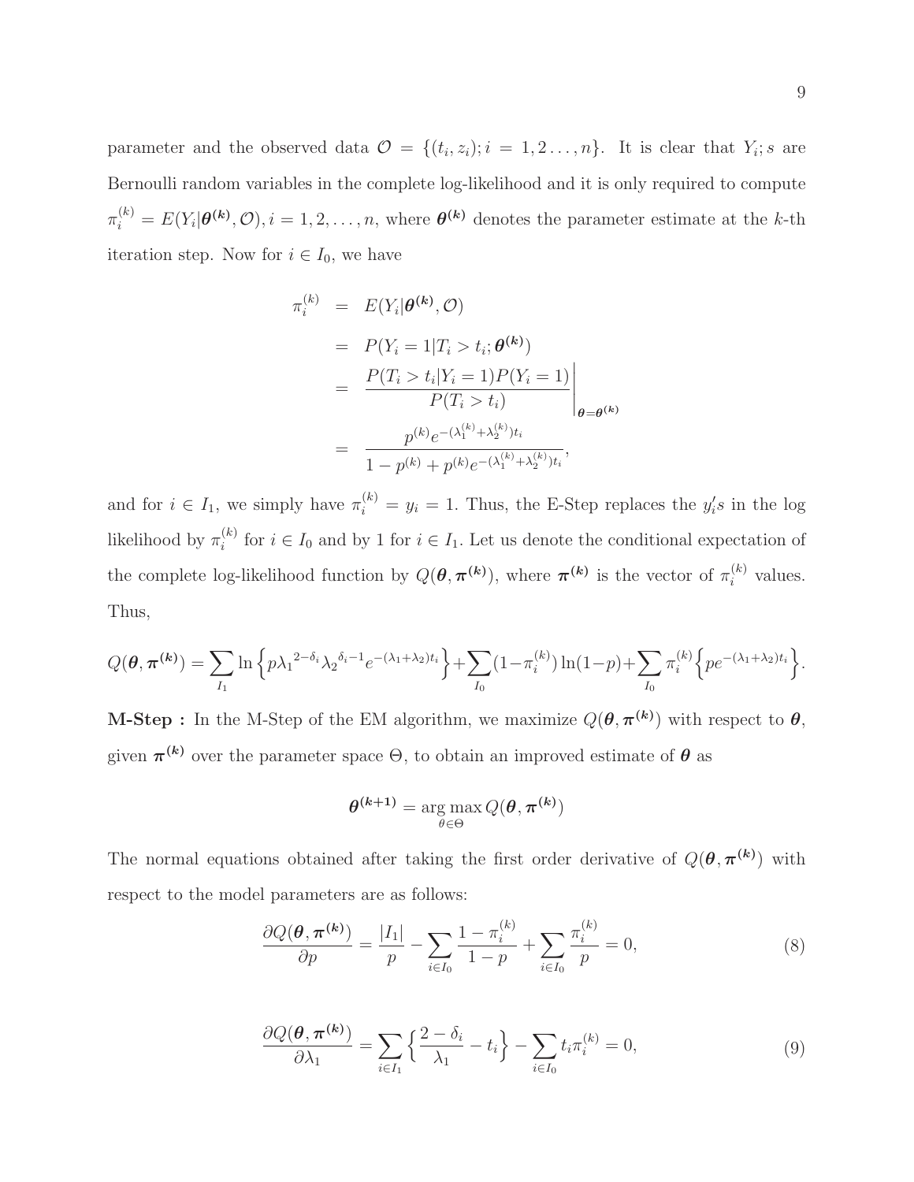parameter and the observed data $\mathcal{O} = \{(t_i, z_i); i = 1, 2 \ldots, n\}$. It is clear that $Y_i; s$ are Bernoulli random variables in the complete log-likelihood and it is only required to compute $\pi_i^{(k)} = E(Y_i|\boldsymbol{\theta^{(k)}}, \mathcal{O}), i = 1, 2, \ldots, n$, where $\boldsymbol{\theta^{(k)}}$ denotes the parameter estimate at the $k$-th iteration step. Now for $i \in I_0$, we have

$$
\begin{aligned}
\pi_i^{(k)} &= E(Y_i|\boldsymbol{\theta^{(k)}}, \mathcal{O}) \\
&= P(Y_i = 1|T_i > t_i; \boldsymbol{\theta^{(k)}}) \\
&= \left.\frac{P(T_i > t_i|Y_i = 1)P(Y_i = 1)}{P(T_i > t_i)}\right|_{\boldsymbol{\theta}=\boldsymbol{\theta^{(k)}}} \\
&= \frac{p^{(k)} e^{-(\lambda_1^{(k)}+\lambda_2^{(k)})t_i}}{1 - p^{(k)} + p^{(k)} e^{-(\lambda_1^{(k)}+\lambda_2^{(k)})t_i}},
\end{aligned}
$$

and for $i \in I_1$, we simply have $\pi_i^{(k)} = y_i = 1$. Thus, the E-Step replaces the $y_i' s$ in the log likelihood by $\pi_i^{(k)}$ for $i \in I_0$ and by 1 for $i \in I_1$. Let us denote the conditional expectation of the complete log-likelihood function by $Q(\boldsymbol{\theta}, \boldsymbol{\pi^{(k)}})$, where $\boldsymbol{\pi^{(k)}}$ is the vector of $\pi_i^{(k)}$ values. Thus,

$$
Q(\boldsymbol{\theta}, \boldsymbol{\pi^{(k)}}) = \sum_{I_1} \ln\Big\{p{\lambda_1}^{2-\delta_i}{\lambda_2}^{\delta_i - 1} e^{-(\lambda_1+\lambda_2)t_i}\Big\} + \sum_{I_0}(1-\pi_i^{(k)})\ln(1-p) + \sum_{I_0}\pi_i^{(k)}\Big\{pe^{-(\lambda_1+\lambda_2)t_i}\Big\}.
$$

**M-Step :** In the M-Step of the EM algorithm, we maximize $Q(\boldsymbol{\theta}, \boldsymbol{\pi^{(k)}})$ with respect to $\boldsymbol{\theta}$, given $\boldsymbol{\pi^{(k)}}$ over the parameter space $\Theta$, to obtain an improved estimate of $\boldsymbol{\theta}$ as

$$
\boldsymbol{\theta^{(k+1)}} = \arg\max_{\theta \in \Theta} Q(\boldsymbol{\theta}, \boldsymbol{\pi^{(k)}})
$$

The normal equations obtained after taking the first order derivative of $Q(\boldsymbol{\theta}, \boldsymbol{\pi^{(k)}})$ with respect to the model parameters are as follows:

$$
\frac{\partial Q(\boldsymbol{\theta}, \boldsymbol{\pi^{(k)}})}{\partial p} = \frac{|I_1|}{p} - \sum_{i \in I_0} \frac{1 - \pi_i^{(k)}}{1 - p} + \sum_{i \in I_0} \frac{\pi_i^{(k)}}{p} = 0, \tag{8}
$$

$$
\frac{\partial Q(\boldsymbol{\theta}, \boldsymbol{\pi^{(k)}})}{\partial \lambda_1} = \sum_{i \in I_1} \Big\{\frac{2 - \delta_i}{\lambda_1} - t_i\Big\} - \sum_{i \in I_0} t_i \pi_i^{(k)} = 0, \tag{9}
$$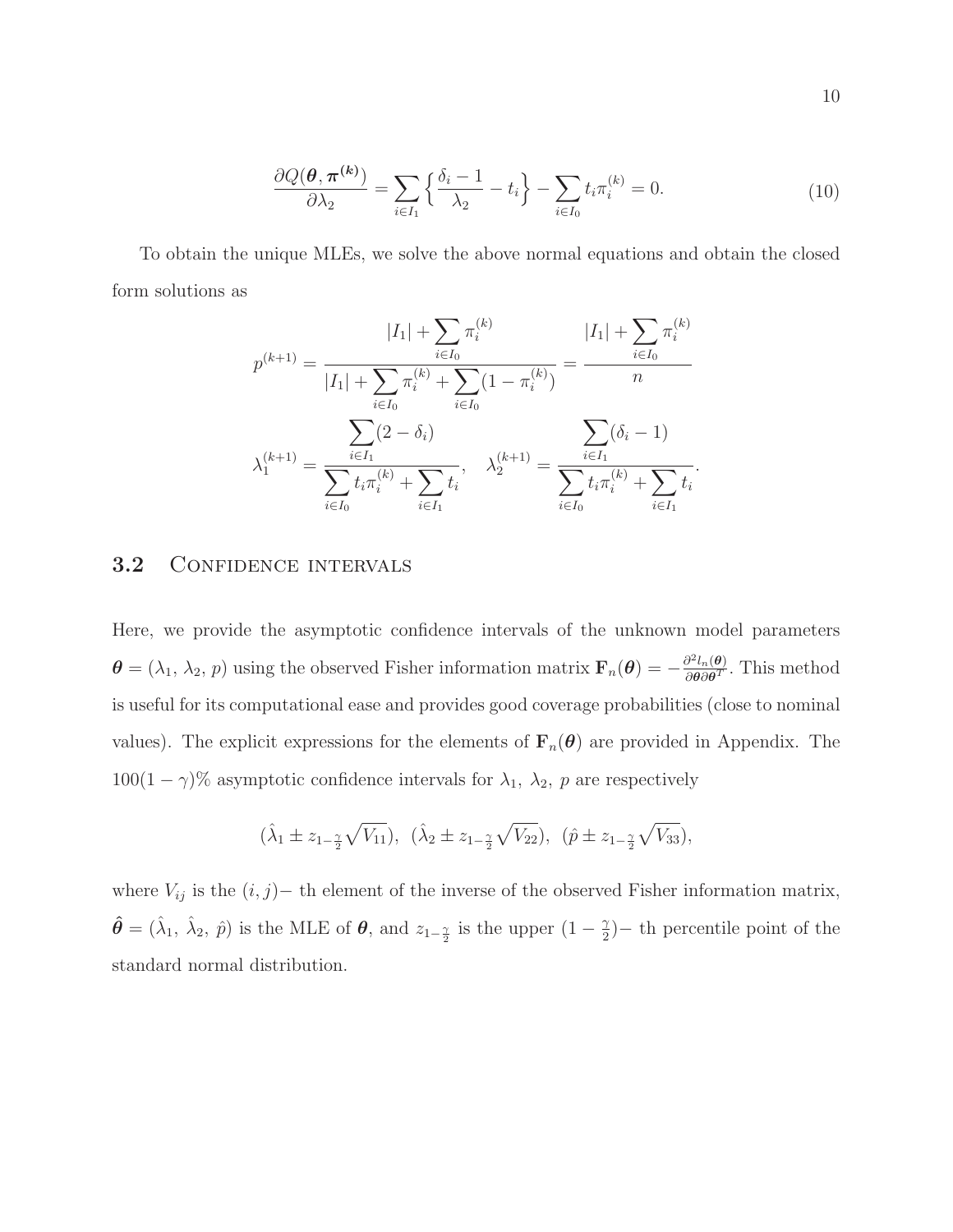$$\frac{\partial Q(\boldsymbol{\theta}, \boldsymbol{\pi}^{(k)})}{\partial \lambda_2} = \sum_{i \in I_1} \left\{ \frac{\delta_i - 1}{\lambda_2} - t_i \right\} - \sum_{i \in I_0} t_i \pi_i^{(k)} = 0. \tag{10}$$

To obtain the unique MLEs, we solve the above normal equations and obtain the closed form solutions as

$$p^{(k+1)} = \frac{|I_1| + \sum_{i \in I_0} \pi_i^{(k)}}{|I_1| + \sum_{i \in I_0} \pi_i^{(k)} + \sum_{i \in I_0} (1 - \pi_i^{(k)})} = \frac{|I_1| + \sum_{i \in I_0} \pi_i^{(k)}}{n}$$

$$\lambda_1^{(k+1)} = \frac{\sum_{i \in I_1} (2 - \delta_i)}{\sum_{i \in I_0} t_i \pi_i^{(k)} + \sum_{i \in I_1} t_i}, \quad \lambda_2^{(k+1)} = \frac{\sum_{i \in I_1} (\delta_i - 1)}{\sum_{i \in I_0} t_i \pi_i^{(k)} + \sum_{i \in I_1} t_i}.$$

### 3.2 Confidence intervals

Here, we provide the asymptotic confidence intervals of the unknown model parameters $\boldsymbol{\theta} = (\lambda_1, \lambda_2, p)$ using the observed Fisher information matrix $\mathbf{F}_n(\boldsymbol{\theta}) = -\frac{\partial^2 l_n(\boldsymbol{\theta})}{\partial \boldsymbol{\theta} \partial \boldsymbol{\theta}^T}$. This method is useful for its computational ease and provides good coverage probabilities (close to nominal values). The explicit expressions for the elements of $\mathbf{F}_n(\boldsymbol{\theta})$ are provided in Appendix. The $100(1-\gamma)\%$ asymptotic confidence intervals for $\lambda_1, \lambda_2, p$ are respectively

$$(\hat{\lambda}_1 \pm z_{1-\frac{\gamma}{2}} \sqrt{V_{11}}), \ (\hat{\lambda}_2 \pm z_{1-\frac{\gamma}{2}} \sqrt{V_{22}}), \ (\hat{p} \pm z_{1-\frac{\gamma}{2}} \sqrt{V_{33}}),$$

where $V_{ij}$ is the $(i,j)-$ th element of the inverse of the observed Fisher information matrix, $\hat{\boldsymbol{\theta}} = (\hat{\lambda}_1, \hat{\lambda}_2, \hat{p})$ is the MLE of $\boldsymbol{\theta}$, and $z_{1-\frac{\gamma}{2}}$ is the upper $(1-\frac{\gamma}{2})-$ th percentile point of the standard normal distribution.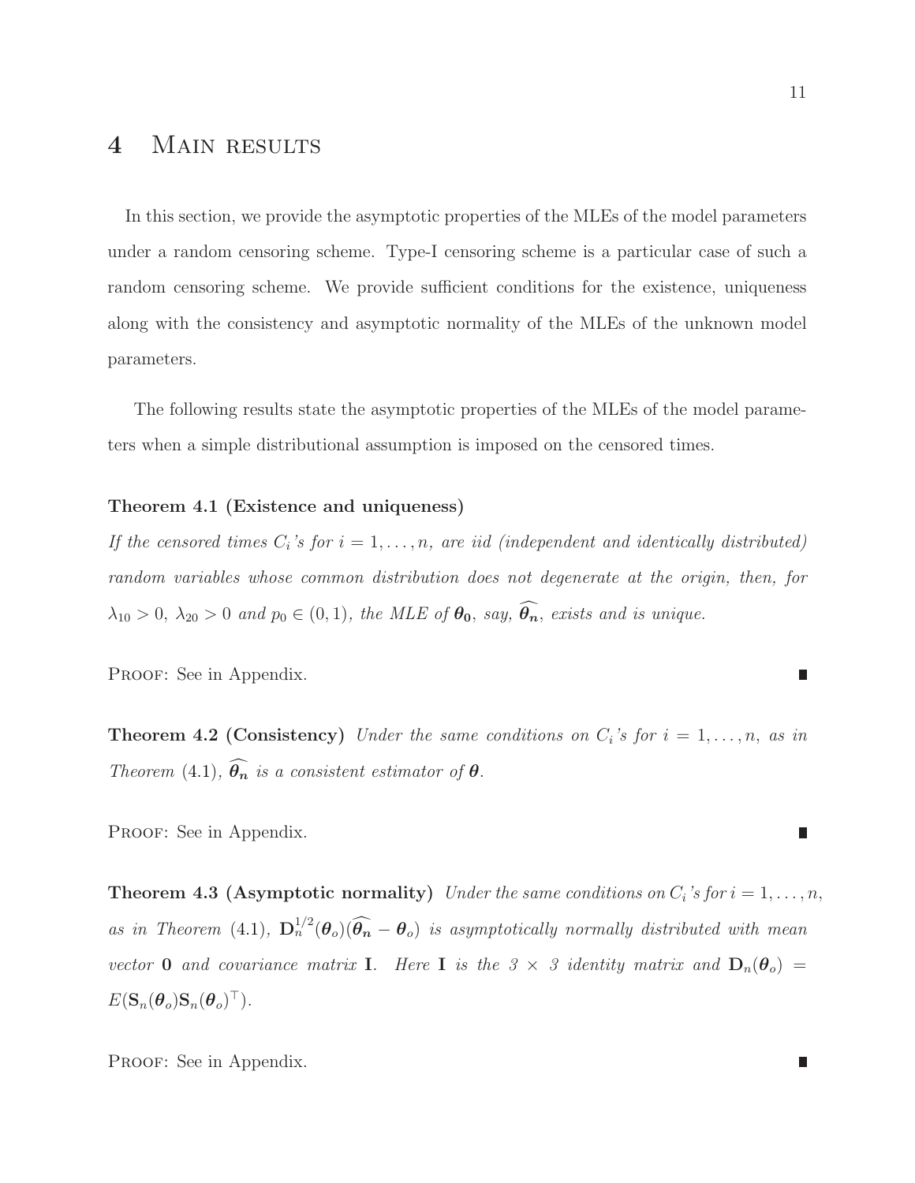# 4 Main results

In this section, we provide the asymptotic properties of the MLEs of the model parameters under a random censoring scheme. Type-I censoring scheme is a particular case of such a random censoring scheme. We provide sufficient conditions for the existence, uniqueness along with the consistency and asymptotic normality of the MLEs of the unknown model parameters.

The following results state the asymptotic properties of the MLEs of the model parameters when a simple distributional assumption is imposed on the censored times.

**Theorem 4.1 (Existence and uniqueness)**
*If the censored times $C_i$'s for $i = 1, \ldots, n$, are iid (independent and identically distributed) random variables whose common distribution does not degenerate at the origin, then, for $\lambda_{10} > 0$, $\lambda_{20} > 0$ and $p_0 \in (0, 1)$, the MLE of $\boldsymbol{\theta_0}$, say, $\widehat{\boldsymbol{\theta_n}}$, exists and is unique.*

Proof: See in Appendix. ∎

**Theorem 4.2 (Consistency)** *Under the same conditions on $C_i$'s for $i = 1, \ldots, n$, as in Theorem (4.1), $\widehat{\boldsymbol{\theta_n}}$ is a consistent estimator of $\boldsymbol{\theta}$.*

Proof: See in Appendix. ∎

**Theorem 4.3 (Asymptotic normality)** *Under the same conditions on $C_i$'s for $i = 1, \ldots, n$, as in Theorem (4.1), $\mathbf{D}_n^{1/2}(\boldsymbol{\theta}_o)(\widehat{\boldsymbol{\theta_n}} - \boldsymbol{\theta}_o)$ is asymptotically normally distributed with mean vector $\mathbf{0}$ and covariance matrix $\mathbf{I}$. Here $\mathbf{I}$ is the $3 \times 3$ identity matrix and $\mathbf{D}_n(\boldsymbol{\theta}_o) = E(\mathbf{S}_n(\boldsymbol{\theta}_o)\mathbf{S}_n(\boldsymbol{\theta}_o)^\top)$.*

Proof: See in Appendix. ∎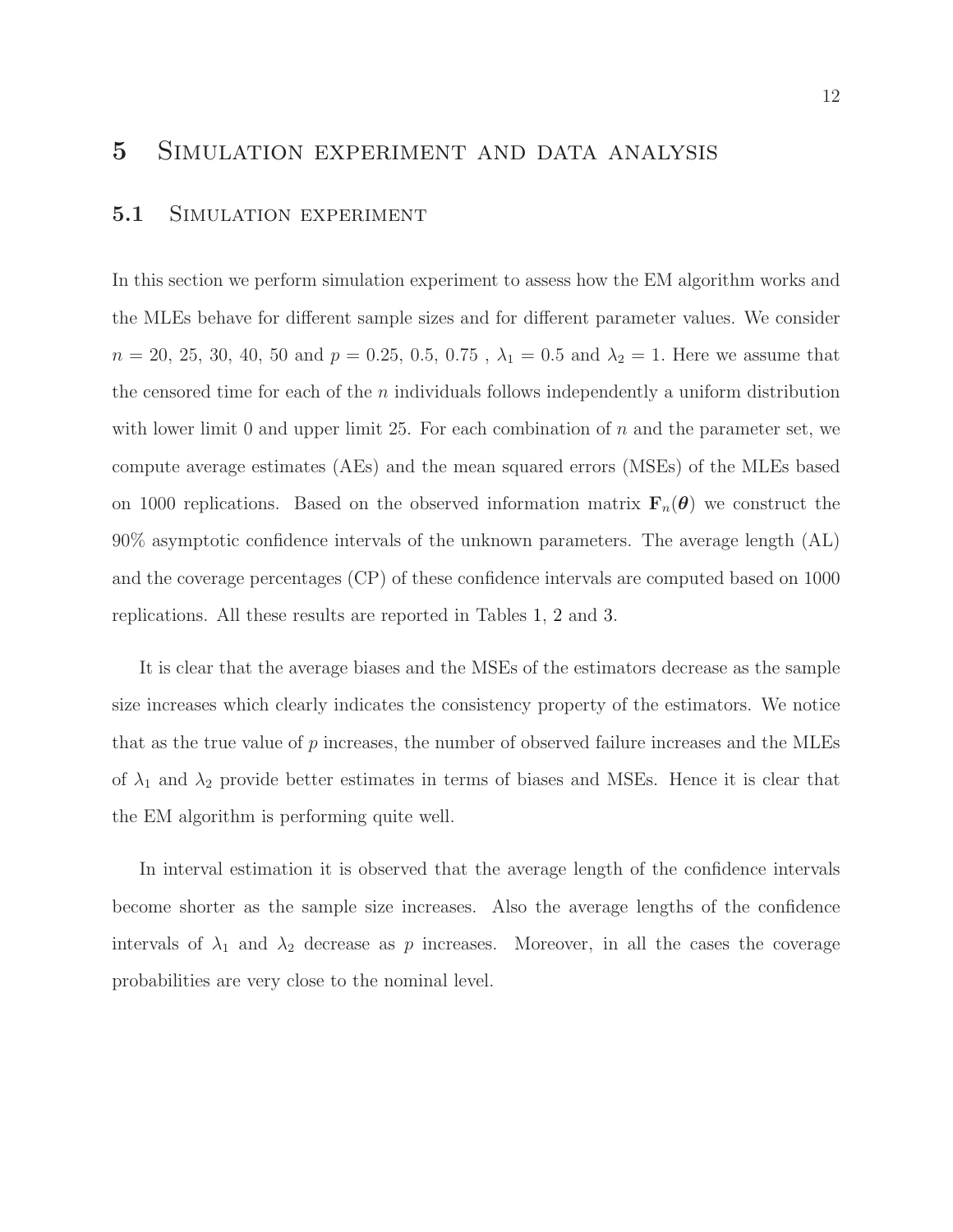# 5 Simulation experiment and data analysis

## 5.1 Simulation experiment

In this section we perform simulation experiment to assess how the EM algorithm works and the MLEs behave for different sample sizes and for different parameter values. We consider $n$ = 20, 25, 30, 40, 50 and $p$ = 0.25, 0.5, 0.75 , $\lambda_1 = 0.5$ and $\lambda_2 = 1$. Here we assume that the censored time for each of the $n$ individuals follows independently a uniform distribution with lower limit 0 and upper limit 25. For each combination of $n$ and the parameter set, we compute average estimates (AEs) and the mean squared errors (MSEs) of the MLEs based on 1000 replications. Based on the observed information matrix $\mathbf{F}_n(\boldsymbol{\theta})$ we construct the 90% asymptotic confidence intervals of the unknown parameters. The average length (AL) and the coverage percentages (CP) of these confidence intervals are computed based on 1000 replications. All these results are reported in Tables 1, 2 and 3.

It is clear that the average biases and the MSEs of the estimators decrease as the sample size increases which clearly indicates the consistency property of the estimators. We notice that as the true value of $p$ increases, the number of observed failure increases and the MLEs of $\lambda_1$ and $\lambda_2$ provide better estimates in terms of biases and MSEs. Hence it is clear that the EM algorithm is performing quite well.

In interval estimation it is observed that the average length of the confidence intervals become shorter as the sample size increases. Also the average lengths of the confidence intervals of $\lambda_1$ and $\lambda_2$ decrease as $p$ increases. Moreover, in all the cases the coverage probabilities are very close to the nominal level.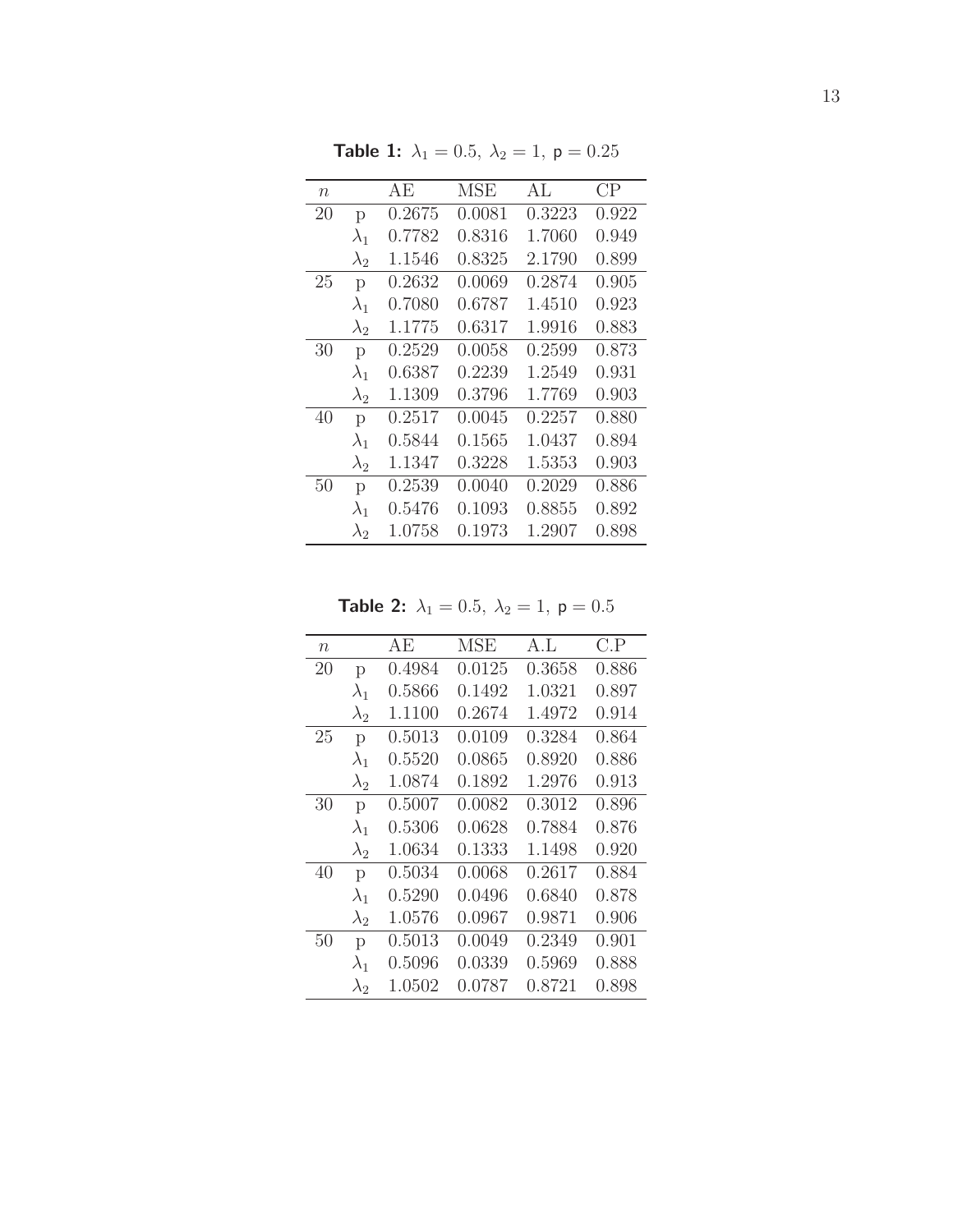**Table 1:** $\lambda_1 = 0.5,\ \lambda_2 = 1,\ \mathsf{p} = 0.25$

| $n$ | | AE | MSE | AL | CP |
|---|---|---|---|---|---|
| 20 | p | 0.2675 | 0.0081 | 0.3223 | 0.922 |
| | $\lambda_1$ | 0.7782 | 0.8316 | 1.7060 | 0.949 |
| | $\lambda_2$ | 1.1546 | 0.8325 | 2.1790 | 0.899 |
| 25 | p | 0.2632 | 0.0069 | 0.2874 | 0.905 |
| | $\lambda_1$ | 0.7080 | 0.6787 | 1.4510 | 0.923 |
| | $\lambda_2$ | 1.1775 | 0.6317 | 1.9916 | 0.883 |
| 30 | p | 0.2529 | 0.0058 | 0.2599 | 0.873 |
| | $\lambda_1$ | 0.6387 | 0.2239 | 1.2549 | 0.931 |
| | $\lambda_2$ | 1.1309 | 0.3796 | 1.7769 | 0.903 |
| 40 | p | 0.2517 | 0.0045 | 0.2257 | 0.880 |
| | $\lambda_1$ | 0.5844 | 0.1565 | 1.0437 | 0.894 |
| | $\lambda_2$ | 1.1347 | 0.3228 | 1.5353 | 0.903 |
| 50 | p | 0.2539 | 0.0040 | 0.2029 | 0.886 |
| | $\lambda_1$ | 0.5476 | 0.1093 | 0.8855 | 0.892 |
| | $\lambda_2$ | 1.0758 | 0.1973 | 1.2907 | 0.898 |

**Table 2:** $\lambda_1 = 0.5,\ \lambda_2 = 1,\ \mathsf{p} = 0.5$

| $n$ | | AE | MSE | A.L | C.P |
|---|---|---|---|---|---|
| 20 | p | 0.4984 | 0.0125 | 0.3658 | 0.886 |
| | $\lambda_1$ | 0.5866 | 0.1492 | 1.0321 | 0.897 |
| | $\lambda_2$ | 1.1100 | 0.2674 | 1.4972 | 0.914 |
| 25 | p | 0.5013 | 0.0109 | 0.3284 | 0.864 |
| | $\lambda_1$ | 0.5520 | 0.0865 | 0.8920 | 0.886 |
| | $\lambda_2$ | 1.0874 | 0.1892 | 1.2976 | 0.913 |
| 30 | p | 0.5007 | 0.0082 | 0.3012 | 0.896 |
| | $\lambda_1$ | 0.5306 | 0.0628 | 0.7884 | 0.876 |
| | $\lambda_2$ | 1.0634 | 0.1333 | 1.1498 | 0.920 |
| 40 | p | 0.5034 | 0.0068 | 0.2617 | 0.884 |
| | $\lambda_1$ | 0.5290 | 0.0496 | 0.6840 | 0.878 |
| | $\lambda_2$ | 1.0576 | 0.0967 | 0.9871 | 0.906 |
| 50 | p | 0.5013 | 0.0049 | 0.2349 | 0.901 |
| | $\lambda_1$ | 0.5096 | 0.0339 | 0.5969 | 0.888 |
| | $\lambda_2$ | 1.0502 | 0.0787 | 0.8721 | 0.898 |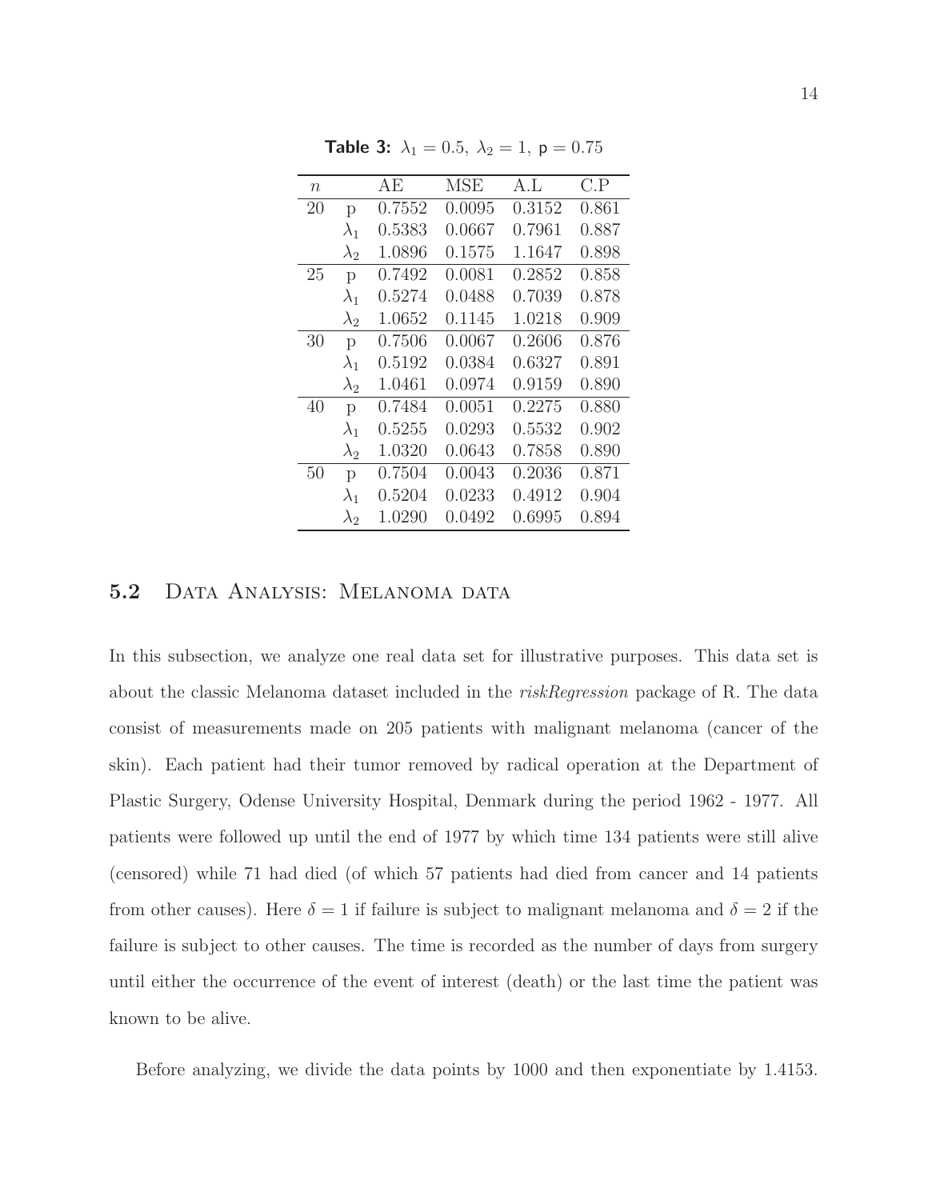**Table 3:** $\lambda_1 = 0.5,\ \lambda_2 = 1,\ \mathsf{p} = 0.75$

| $n$ | | AE | MSE | A.L | C.P |
|---|---|---|---|---|---|
| 20 | p | 0.7552 | 0.0095 | 0.3152 | 0.861 |
| | $\lambda_1$ | 0.5383 | 0.0667 | 0.7961 | 0.887 |
| | $\lambda_2$ | 1.0896 | 0.1575 | 1.1647 | 0.898 |
| 25 | p | 0.7492 | 0.0081 | 0.2852 | 0.858 |
| | $\lambda_1$ | 0.5274 | 0.0488 | 0.7039 | 0.878 |
| | $\lambda_2$ | 1.0652 | 0.1145 | 1.0218 | 0.909 |
| 30 | p | 0.7506 | 0.0067 | 0.2606 | 0.876 |
| | $\lambda_1$ | 0.5192 | 0.0384 | 0.6327 | 0.891 |
| | $\lambda_2$ | 1.0461 | 0.0974 | 0.9159 | 0.890 |
| 40 | p | 0.7484 | 0.0051 | 0.2275 | 0.880 |
| | $\lambda_1$ | 0.5255 | 0.0293 | 0.5532 | 0.902 |
| | $\lambda_2$ | 1.0320 | 0.0643 | 0.7858 | 0.890 |
| 50 | p | 0.7504 | 0.0043 | 0.2036 | 0.871 |
| | $\lambda_1$ | 0.5204 | 0.0233 | 0.4912 | 0.904 |
| | $\lambda_2$ | 1.0290 | 0.0492 | 0.6995 | 0.894 |

### 5.2 Data Analysis: Melanoma data

In this subsection, we analyze one real data set for illustrative purposes. This data set is about the classic Melanoma dataset included in the *riskRegression* package of R. The data consist of measurements made on 205 patients with malignant melanoma (cancer of the skin). Each patient had their tumor removed by radical operation at the Department of Plastic Surgery, Odense University Hospital, Denmark during the period 1962 - 1977. All patients were followed up until the end of 1977 by which time 134 patients were still alive (censored) while 71 had died (of which 57 patients had died from cancer and 14 patients from other causes). Here $\delta = 1$ if failure is subject to malignant melanoma and $\delta = 2$ if the failure is subject to other causes. The time is recorded as the number of days from surgery until either the occurrence of the event of interest (death) or the last time the patient was known to be alive.

Before analyzing, we divide the data points by 1000 and then exponentiate by 1.4153.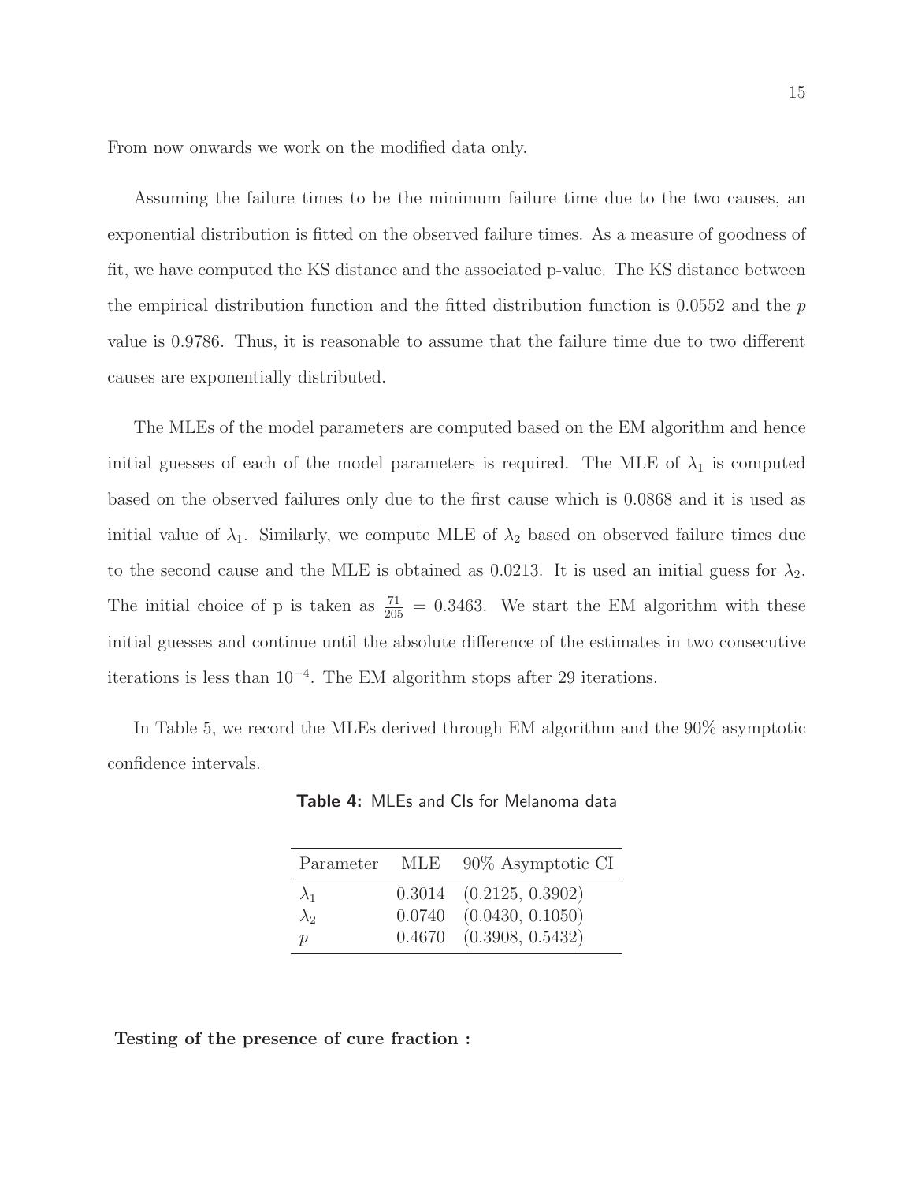From now onwards we work on the modified data only.

Assuming the failure times to be the minimum failure time due to the two causes, an exponential distribution is fitted on the observed failure times. As a measure of goodness of fit, we have computed the KS distance and the associated p-value. The KS distance between the empirical distribution function and the fitted distribution function is 0.0552 and the $p$ value is 0.9786. Thus, it is reasonable to assume that the failure time due to two different causes are exponentially distributed.

The MLEs of the model parameters are computed based on the EM algorithm and hence initial guesses of each of the model parameters is required. The MLE of $\lambda_1$ is computed based on the observed failures only due to the first cause which is 0.0868 and it is used as initial value of $\lambda_1$. Similarly, we compute MLE of $\lambda_2$ based on observed failure times due to the second cause and the MLE is obtained as 0.0213. It is used an initial guess for $\lambda_2$. The initial choice of p is taken as $\frac{71}{205} = 0.3463$. We start the EM algorithm with these initial guesses and continue until the absolute difference of the estimates in two consecutive iterations is less than $10^{-4}$. The EM algorithm stops after 29 iterations.

In Table 5, we record the MLEs derived through EM algorithm and the 90% asymptotic confidence intervals.

**Table 4:** MLEs and CIs for Melanoma data

| Parameter | MLE | 90% Asymptotic CI |
|---|---|---|
| $\lambda_1$ | 0.3014 | (0.2125, 0.3902) |
| $\lambda_2$ | 0.0740 | (0.0430, 0.1050) |
| $p$ | 0.4670 | (0.3908, 0.5432) |

**Testing of the presence of cure fraction :**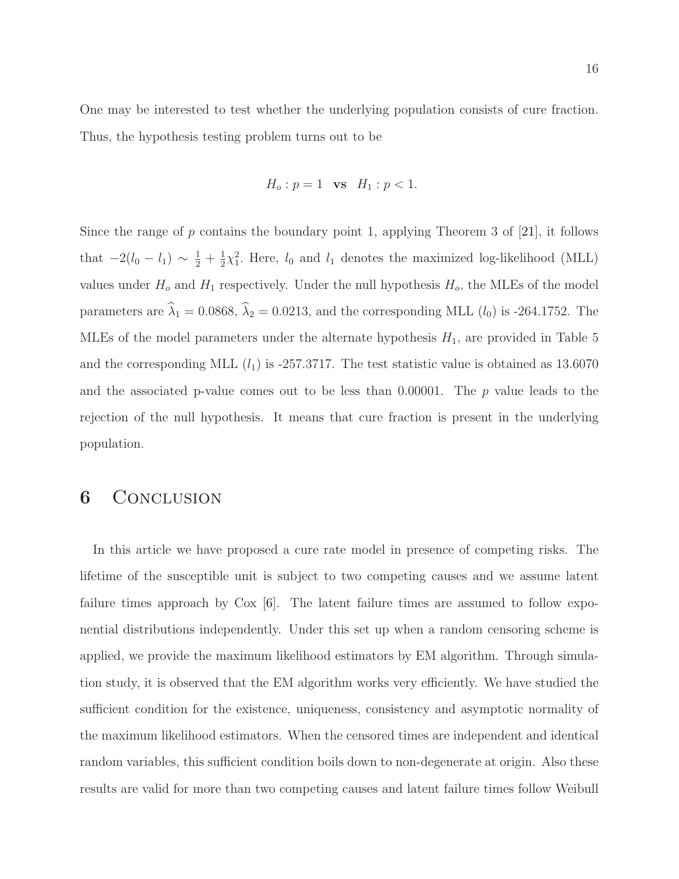One may be interested to test whether the underlying population consists of cure fraction. Thus, the hypothesis testing problem turns out to be

$$H_o : p = 1 \quad \textbf{vs} \quad H_1 : p < 1.$$

Since the range of $p$ contains the boundary point 1, applying Theorem 3 of [**21**], it follows that $-2(l_0 - l_1) \sim \frac{1}{2} + \frac{1}{2}\chi^2_1$. Here, $l_0$ and $l_1$ denotes the maximized log-likelihood (MLL) values under $H_o$ and $H_1$ respectively. Under the null hypothesis $H_o$, the MLEs of the model parameters are $\widehat{\lambda}_1 = 0.0868$, $\widehat{\lambda}_2 = 0.0213$, and the corresponding MLL ($l_0$) is -264.1752. The MLEs of the model parameters under the alternate hypothesis $H_1$, are provided in Table 5 and the corresponding MLL ($l_1$) is -257.3717. The test statistic value is obtained as 13.6070 and the associated p-value comes out to be less than 0.00001. The $p$ value leads to the rejection of the null hypothesis. It means that cure fraction is present in the underlying population.

# 6 Conclusion

In this article we have proposed a cure rate model in presence of competing risks. The lifetime of the susceptible unit is subject to two competing causes and we assume latent failure times approach by Cox [6]. The latent failure times are assumed to follow exponential distributions independently. Under this set up when a random censoring scheme is applied, we provide the maximum likelihood estimators by EM algorithm. Through simulation study, it is observed that the EM algorithm works very efficiently. We have studied the sufficient condition for the existence, uniqueness, consistency and asymptotic normality of the maximum likelihood estimators. When the censored times are independent and identical random variables, this sufficient condition boils down to non-degenerate at origin. Also these results are valid for more than two competing causes and latent failure times follow Weibull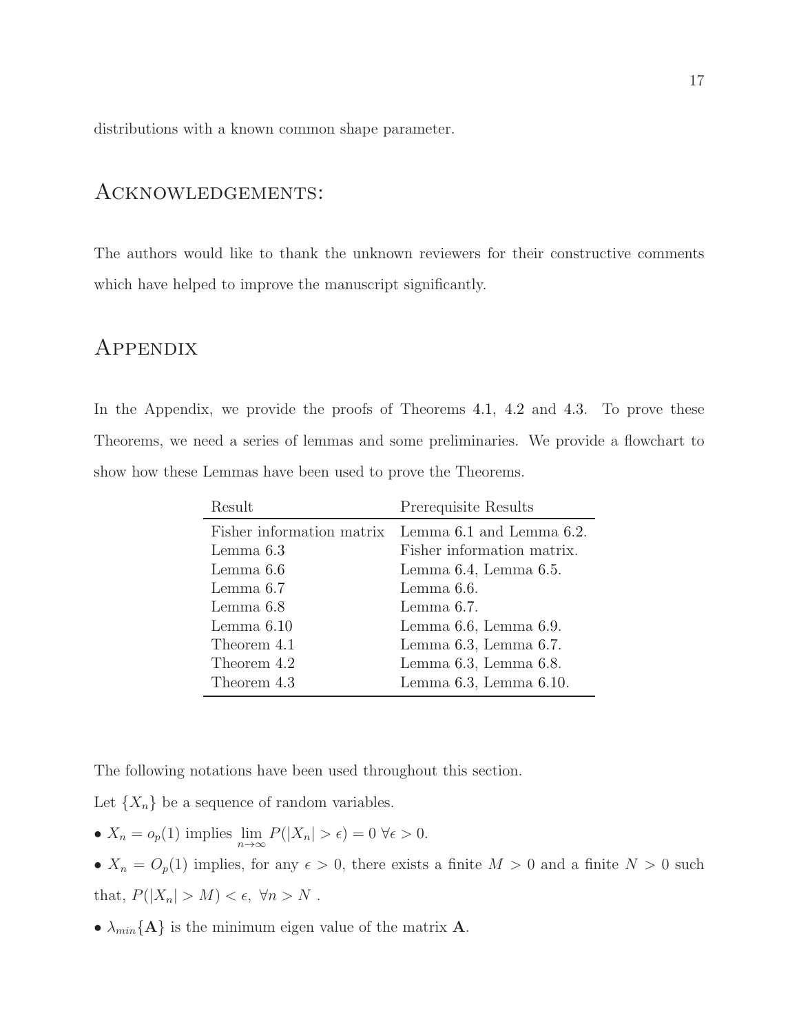distributions with a known common shape parameter.

## Acknowledgements:

The authors would like to thank the unknown reviewers for their constructive comments which have helped to improve the manuscript significantly.

## Appendix

In the Appendix, we provide the proofs of Theorems 4.1, 4.2 and 4.3. To prove these Theorems, we need a series of lemmas and some preliminaries. We provide a flowchart to show how these Lemmas have been used to prove the Theorems.

| Result | Prerequisite Results |
|---|---|
| Fisher information matrix | Lemma 6.1 and Lemma 6.2. |
| Lemma 6.3 | Fisher information matrix. |
| Lemma 6.6 | Lemma 6.4, Lemma 6.5. |
| Lemma 6.7 | Lemma 6.6. |
| Lemma 6.8 | Lemma 6.7. |
| Lemma 6.10 | Lemma 6.6, Lemma 6.9. |
| Theorem 4.1 | Lemma 6.3, Lemma 6.7. |
| Theorem 4.2 | Lemma 6.3, Lemma 6.8. |
| Theorem 4.3 | Lemma 6.3, Lemma 6.10. |

The following notations have been used throughout this section.

Let $\{X_n\}$ be a sequence of random variables.

- $X_n = o_p(1)$ implies $\lim_{n\to\infty} P(|X_n| > \epsilon) = 0 \ \forall \epsilon > 0$.
- $X_n = O_p(1)$ implies, for any $\epsilon > 0$, there exists a finite $M > 0$ and a finite $N > 0$ such that, $P(|X_n| > M) < \epsilon, \ \forall n > N$ .
- $\lambda_{min}\{\mathbf{A}\}$ is the minimum eigen value of the matrix $\mathbf{A}$.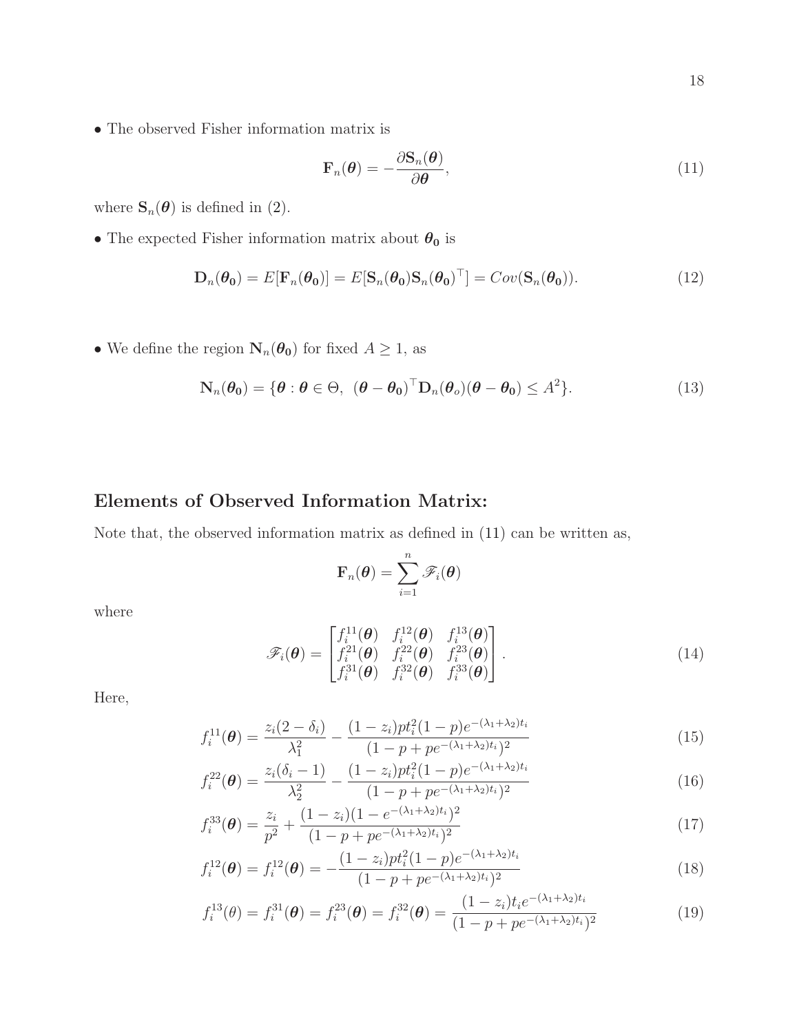• The observed Fisher information matrix is

$$\mathbf{F}_n(\boldsymbol{\theta}) = -\frac{\partial \mathbf{S}_n(\boldsymbol{\theta})}{\partial \boldsymbol{\theta}}, \tag{11}$$

where $\mathbf{S}_n(\boldsymbol{\theta})$ is defined in (2).

• The expected Fisher information matrix about $\boldsymbol{\theta_0}$ is

$$\mathbf{D}_n(\boldsymbol{\theta_0}) = E[\mathbf{F}_n(\boldsymbol{\theta_0})] = E[\mathbf{S}_n(\boldsymbol{\theta_0})\mathbf{S}_n(\boldsymbol{\theta_0})^\top] = Cov(\mathbf{S}_n(\boldsymbol{\theta_0})). \tag{12}$$

• We define the region $\mathbf{N}_n(\boldsymbol{\theta_0})$ for fixed $A \geq 1$, as

$$\mathbf{N}_n(\boldsymbol{\theta_0}) = \{\boldsymbol{\theta} : \boldsymbol{\theta} \in \Theta,\ (\boldsymbol{\theta} - \boldsymbol{\theta_0})^\top \mathbf{D}_n(\boldsymbol{\theta}_o)(\boldsymbol{\theta} - \boldsymbol{\theta_0}) \leq A^2\}. \tag{13}$$

## Elements of Observed Information Matrix:

Note that, the observed information matrix as defined in (11) can be written as,

$$\mathbf{F}_n(\boldsymbol{\theta}) = \sum_{i=1}^{n} \mathscr{F}_i(\boldsymbol{\theta})$$

where

$$\mathscr{F}_i(\boldsymbol{\theta}) = \begin{bmatrix} f_i^{11}(\boldsymbol{\theta}) & f_i^{12}(\boldsymbol{\theta}) & f_i^{13}(\boldsymbol{\theta}) \\ f_i^{21}(\boldsymbol{\theta}) & f_i^{22}(\boldsymbol{\theta}) & f_i^{23}(\boldsymbol{\theta}) \\ f_i^{31}(\boldsymbol{\theta}) & f_i^{32}(\boldsymbol{\theta}) & f_i^{33}(\boldsymbol{\theta}) \end{bmatrix}. \tag{14}$$

Here,

$$f_i^{11}(\boldsymbol{\theta}) = \frac{z_i(2-\delta_i)}{\lambda_1^2} - \frac{(1-z_i)pt_i^2(1-p)e^{-(\lambda_1+\lambda_2)t_i}}{(1-p+pe^{-(\lambda_1+\lambda_2)t_i})^2} \tag{15}$$

$$f_i^{22}(\boldsymbol{\theta}) = \frac{z_i(\delta_i-1)}{\lambda_2^2} - \frac{(1-z_i)pt_i^2(1-p)e^{-(\lambda_1+\lambda_2)t_i}}{(1-p+pe^{-(\lambda_1+\lambda_2)t_i})^2} \tag{16}$$

$$f_i^{33}(\boldsymbol{\theta}) = \frac{z_i}{p^2} + \frac{(1-z_i)(1-e^{-(\lambda_1+\lambda_2)t_i})^2}{(1-p+pe^{-(\lambda_1+\lambda_2)t_i})^2} \tag{17}$$

$$f_i^{12}(\boldsymbol{\theta}) = f_i^{12}(\boldsymbol{\theta}) = -\frac{(1-z_i)pt_i^2(1-p)e^{-(\lambda_1+\lambda_2)t_i}}{(1-p+pe^{-(\lambda_1+\lambda_2)t_i})^2} \tag{18}$$

$$f_i^{13}(\theta) = f_i^{31}(\boldsymbol{\theta}) = f_i^{23}(\boldsymbol{\theta}) = f_i^{32}(\boldsymbol{\theta}) = \frac{(1-z_i)t_ie^{-(\lambda_1+\lambda_2)t_i}}{(1-p+pe^{-(\lambda_1+\lambda_2)t_i})^2} \tag{19}$$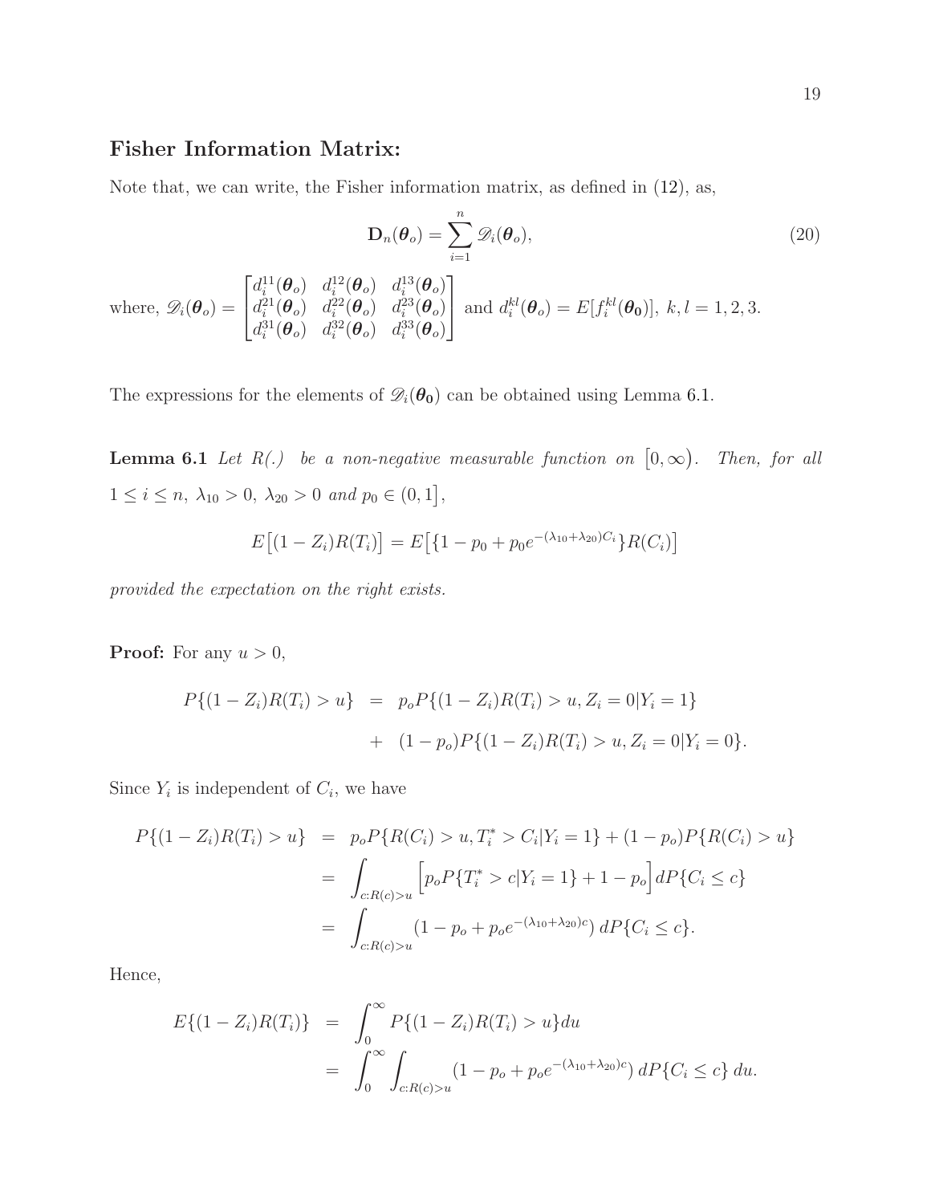## Fisher Information Matrix:

Note that, we can write, the Fisher information matrix, as defined in (12), as,

$$\mathbf{D}_n(\boldsymbol{\theta}_o) = \sum_{i=1}^{n} \mathscr{D}_i(\boldsymbol{\theta}_o), \tag{20}$$

where, $\mathscr{D}_i(\boldsymbol{\theta}_o) = \begin{bmatrix} d_i^{11}(\boldsymbol{\theta}_o) & d_i^{12}(\boldsymbol{\theta}_o) & d_i^{13}(\boldsymbol{\theta}_o) \\ d_i^{21}(\boldsymbol{\theta}_o) & d_i^{22}(\boldsymbol{\theta}_o) & d_i^{23}(\boldsymbol{\theta}_o) \\ d_i^{31}(\boldsymbol{\theta}_o) & d_i^{32}(\boldsymbol{\theta}_o) & d_i^{33}(\boldsymbol{\theta}_o) \end{bmatrix}$ and $d_i^{kl}(\boldsymbol{\theta}_o) = E[f_i^{kl}(\boldsymbol{\theta_0})],\ k,l = 1,2,3.$

The expressions for the elements of $\mathscr{D}_i(\boldsymbol{\theta_0})$ can be obtained using Lemma 6.1.

**Lemma 6.1** *Let $R(.)$ be a non-negative measurable function on $\big[0, \infty\big)$. Then, for all $1 \leq i \leq n,\ \lambda_{10} > 0,\ \lambda_{20} > 0$ and $p_0 \in (0, 1\big]$,*

$$E\big[(1 - Z_i)R(T_i)\big] = E\big[\{1 - p_0 + p_0 e^{-(\lambda_{10}+\lambda_{20})C_i}\}R(C_i)\big]$$

*provided the expectation on the right exists.*

**Proof:** For any $u > 0$,

$$\begin{aligned} P\{(1 - Z_i)R(T_i) > u\} &= p_o P\{(1 - Z_i)R(T_i) > u, Z_i = 0 | Y_i = 1\} \\ &+ (1 - p_o) P\{(1 - Z_i)R(T_i) > u, Z_i = 0 | Y_i = 0\}. \end{aligned}$$

Since $Y_i$ is independent of $C_i$, we have

$$\begin{aligned} P\{(1 - Z_i)R(T_i) > u\} &= p_o P\{R(C_i) > u, T_i^* > C_i | Y_i = 1\} + (1 - p_o) P\{R(C_i) > u\} \\ &= \int_{c:R(c)>u} \Big[p_o P\{T_i^* > c | Y_i = 1\} + 1 - p_o\Big] dP\{C_i \leq c\} \\ &= \int_{c:R(c)>u} (1 - p_o + p_o e^{-(\lambda_{10}+\lambda_{20})c})\, dP\{C_i \leq c\}. \end{aligned}$$

Hence,

$$\begin{aligned} E\{(1 - Z_i)R(T_i)\} &= \int_0^\infty P\{(1 - Z_i)R(T_i) > u\} du \\ &= \int_0^\infty \int_{c:R(c)>u} (1 - p_o + p_o e^{-(\lambda_{10}+\lambda_{20})c})\, dP\{C_i \leq c\}\, du. \end{aligned}$$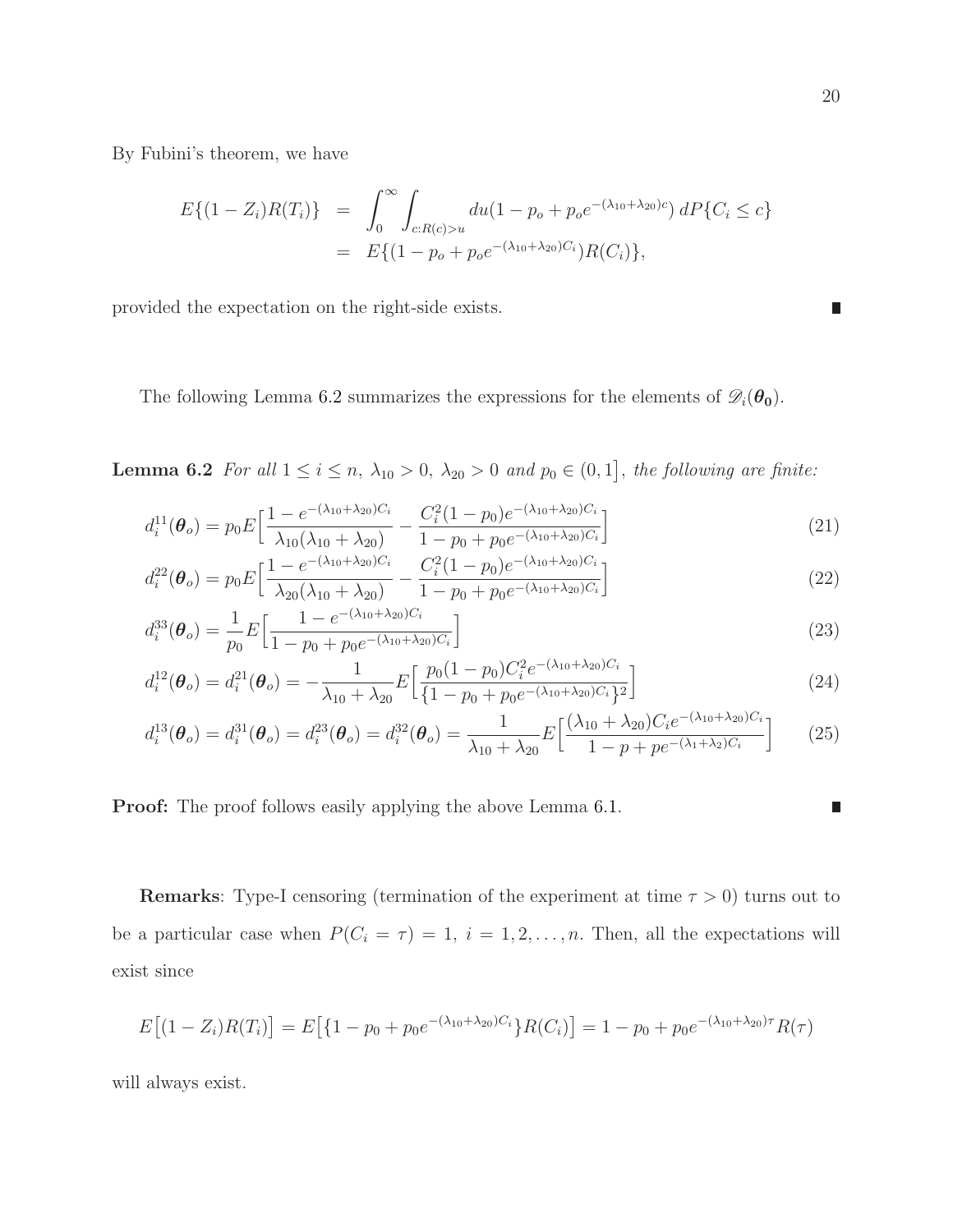By Fubini's theorem, we have

$$
\begin{aligned}
E\{(1-Z_i)R(T_i)\} &= \int_0^\infty \int_{c:R(c)>u} du (1-p_o+p_o e^{-(\lambda_{10}+\lambda_{20})c})\, dP\{C_i \le c\} \\
&= E\{(1-p_o+p_o e^{-(\lambda_{10}+\lambda_{20})C_i})R(C_i)\},
\end{aligned}
$$

provided the expectation on the right-side exists. ∎

The following Lemma 6.2 summarizes the expressions for the elements of $\mathscr{D}_i(\boldsymbol{\theta_0})$.

**Lemma 6.2** *For all $1 \le i \le n$, $\lambda_{10} > 0$, $\lambda_{20} > 0$ and $p_0 \in (0, 1\big]$, the following are finite:*

$$
d_i^{11}(\boldsymbol{\theta}_o) = p_0 E\Big[\frac{1-e^{-(\lambda_{10}+\lambda_{20})C_i}}{\lambda_{10}(\lambda_{10}+\lambda_{20})} - \frac{C_i^2(1-p_0)e^{-(\lambda_{10}+\lambda_{20})C_i}}{1-p_0+p_0e^{-(\lambda_{10}+\lambda_{20})C_i}}\Big] \tag{21}
$$

$$
d_i^{22}(\boldsymbol{\theta}_o) = p_0 E\Big[\frac{1-e^{-(\lambda_{10}+\lambda_{20})C_i}}{\lambda_{20}(\lambda_{10}+\lambda_{20})} - \frac{C_i^2(1-p_0)e^{-(\lambda_{10}+\lambda_{20})C_i}}{1-p_0+p_0e^{-(\lambda_{10}+\lambda_{20})C_i}}\Big] \tag{22}
$$

$$
d_i^{33}(\boldsymbol{\theta}_o) = \frac{1}{p_0} E\Big[\frac{1-e^{-(\lambda_{10}+\lambda_{20})C_i}}{1-p_0+p_0e^{-(\lambda_{10}+\lambda_{20})C_i}}\Big] \tag{23}
$$

$$
d_i^{12}(\boldsymbol{\theta}_o) = d_i^{21}(\boldsymbol{\theta}_o) = -\frac{1}{\lambda_{10}+\lambda_{20}} E\Big[\frac{p_0(1-p_0)C_i^2 e^{-(\lambda_{10}+\lambda_{20})C_i}}{\{1-p_0+p_0e^{-(\lambda_{10}+\lambda_{20})C_i}\}^2}\Big] \tag{24}
$$

$$
d_i^{13}(\boldsymbol{\theta}_o) = d_i^{31}(\boldsymbol{\theta}_o) = d_i^{23}(\boldsymbol{\theta}_o) = d_i^{32}(\boldsymbol{\theta}_o) = \frac{1}{\lambda_{10}+\lambda_{20}} E\Big[\frac{(\lambda_{10}+\lambda_{20})C_i e^{-(\lambda_{10}+\lambda_{20})C_i}}{1-p+pe^{-(\lambda_1+\lambda_2)C_i}}\Big] \tag{25}
$$

**Proof:** The proof follows easily applying the above Lemma 6.1. ∎

**Remarks**: Type-I censoring (termination of the experiment at time $\tau > 0$) turns out to be a particular case when $P(C_i = \tau) = 1$, $i = 1, 2, \ldots, n$. Then, all the expectations will exist since

$$
E\big[(1-Z_i)R(T_i)\big] = E\big[\{1-p_0+p_0e^{-(\lambda_{10}+\lambda_{20})C_i}\}R(C_i)\big] = 1-p_0+p_0e^{-(\lambda_{10}+\lambda_{20})\tau}R(\tau)
$$

will always exist.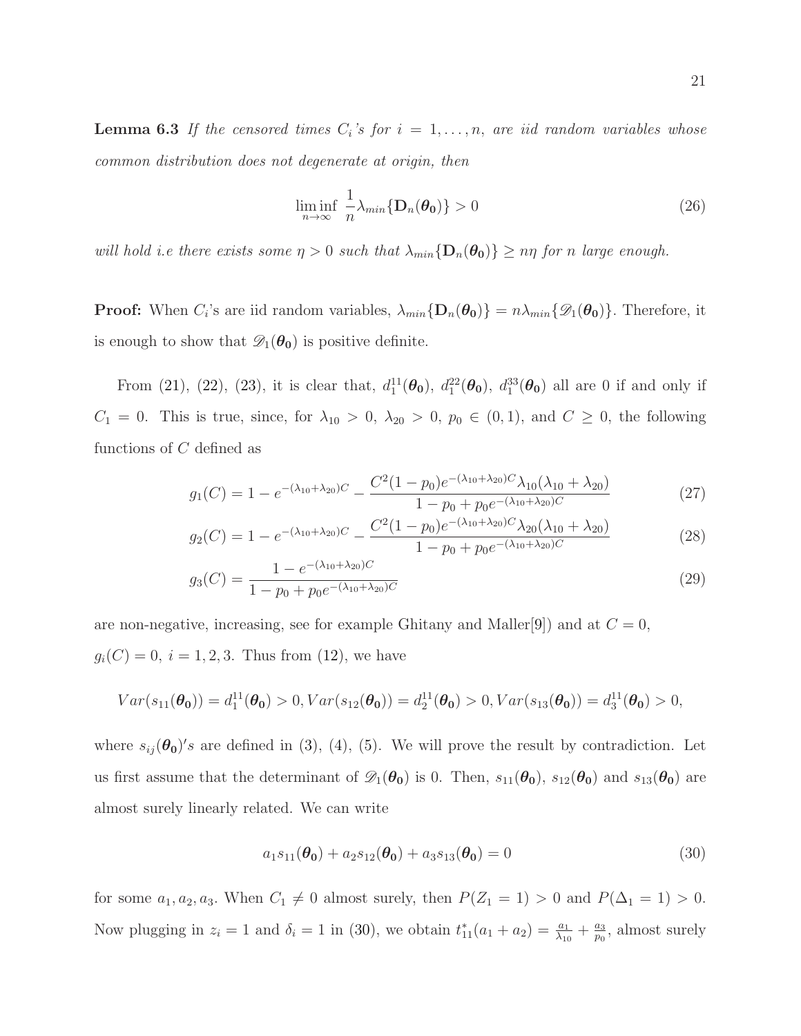**Lemma 6.3** *If the censored times $C_i$'s for $i = 1, \dots, n$, are iid random variables whose common distribution does not degenerate at origin, then*

$$\liminf_{n\to\infty} \frac{1}{n}\lambda_{min}\{\mathbf{D}_n(\boldsymbol{\theta_0})\} > 0 \tag{26}$$

*will hold i.e there exists some $\eta > 0$ such that $\lambda_{min}\{\mathbf{D}_n(\boldsymbol{\theta_0})\} \geq n\eta$ for $n$ large enough.*

**Proof:** When $C_i$'s are iid random variables, $\lambda_{min}\{\mathbf{D}_n(\boldsymbol{\theta_0})\} = n\lambda_{min}\{\mathscr{D}_1(\boldsymbol{\theta_0})\}$. Therefore, it is enough to show that $\mathscr{D}_1(\boldsymbol{\theta_0})$ is positive definite.

From (21), (22), (23), it is clear that, $d_1^{11}(\boldsymbol{\theta_0})$, $d_1^{22}(\boldsymbol{\theta_0})$, $d_1^{33}(\boldsymbol{\theta_0})$ all are 0 if and only if $C_1 = 0$. This is true, since, for $\lambda_{10} > 0$, $\lambda_{20} > 0$, $p_0 \in (0,1)$, and $C \geq 0$, the following functions of $C$ defined as

$$g_1(C) = 1 - e^{-(\lambda_{10}+\lambda_{20})C} - \frac{C^2(1-p_0)e^{-(\lambda_{10}+\lambda_{20})C}\lambda_{10}(\lambda_{10}+\lambda_{20})}{1-p_0+p_0e^{-(\lambda_{10}+\lambda_{20})C}} \tag{27}$$

$$g_2(C) = 1 - e^{-(\lambda_{10}+\lambda_{20})C} - \frac{C^2(1-p_0)e^{-(\lambda_{10}+\lambda_{20})C}\lambda_{20}(\lambda_{10}+\lambda_{20})}{1-p_0+p_0e^{-(\lambda_{10}+\lambda_{20})C}} \tag{28}$$

$$g_3(C) = \frac{1 - e^{-(\lambda_{10}+\lambda_{20})C}}{1-p_0+p_0e^{-(\lambda_{10}+\lambda_{20})C}} \tag{29}$$

are non-negative, increasing, see for example Ghitany and Maller[9]) and at $C = 0$, $g_i(C) = 0,\ i = 1, 2, 3$. Thus from (12), we have

$$Var(s_{11}(\boldsymbol{\theta_0})) = d_1^{11}(\boldsymbol{\theta_0}) > 0, Var(s_{12}(\boldsymbol{\theta_0})) = d_2^{11}(\boldsymbol{\theta_0}) > 0, Var(s_{13}(\boldsymbol{\theta_0})) = d_3^{11}(\boldsymbol{\theta_0}) > 0,$$

where $s_{ij}(\boldsymbol{\theta_0})'s$ are defined in (3), (4), (5). We will prove the result by contradiction. Let us first assume that the determinant of $\mathscr{D}_1(\boldsymbol{\theta_0})$ is 0. Then, $s_{11}(\boldsymbol{\theta_0})$, $s_{12}(\boldsymbol{\theta_0})$ and $s_{13}(\boldsymbol{\theta_0})$ are almost surely linearly related. We can write

$$a_1s_{11}(\boldsymbol{\theta_0}) + a_2s_{12}(\boldsymbol{\theta_0}) + a_3s_{13}(\boldsymbol{\theta_0}) = 0 \tag{30}$$

for some $a_1, a_2, a_3$. When $C_1 \neq 0$ almost surely, then $P(Z_1 = 1) > 0$ and $P(\Delta_1 = 1) > 0$. Now plugging in $z_i = 1$ and $\delta_i = 1$ in (30), we obtain $t_{11}^*(a_1 + a_2) = \frac{a_1}{\lambda_{10}} + \frac{a_3}{p_0}$, almost surely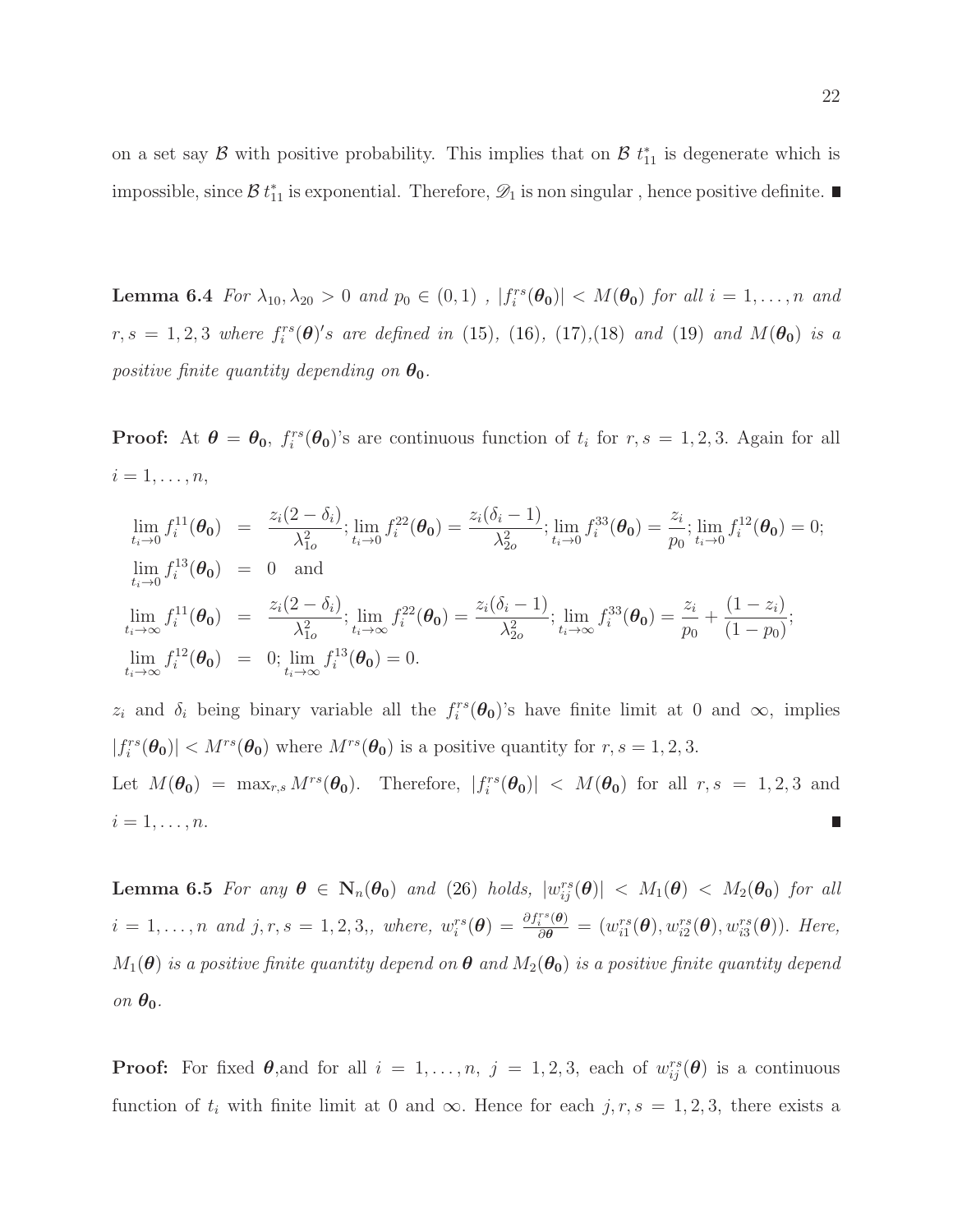on a set say $\mathcal{B}$ with positive probability. This implies that on $\mathcal{B}$ $t_{11}^*$ is degenerate which is impossible, since $\mathcal{B}$ $t_{11}^*$ is exponential. Therefore, $\mathscr{D}_1$ is non singular , hence positive definite. ∎

**Lemma 6.4** *For $\lambda_{10}, \lambda_{20} > 0$ and $p_0 \in (0,1)$ , $|f_i^{rs}(\boldsymbol{\theta_0})| < M(\boldsymbol{\theta_0})$ for all $i = 1, \ldots, n$ and $r, s = 1, 2, 3$ where $f_i^{rs}(\boldsymbol{\theta})'s$ are defined in (15), (16), (17),(18) and (19) and $M(\boldsymbol{\theta_0})$ is a positive finite quantity depending on $\boldsymbol{\theta_0}$.*

**Proof:** At $\boldsymbol{\theta} = \boldsymbol{\theta_0}$, $f_i^{rs}(\boldsymbol{\theta_0})$'s are continuous function of $t_i$ for $r, s = 1, 2, 3$. Again for all $i = 1, \ldots, n$,

$$
\begin{aligned}
\lim_{t_i \to 0} f_i^{11}(\boldsymbol{\theta_0}) &= \frac{z_i(2-\delta_i)}{\lambda_{1o}^2}; \lim_{t_i \to 0} f_i^{22}(\boldsymbol{\theta_0}) = \frac{z_i(\delta_i - 1)}{\lambda_{2o}^2}; \lim_{t_i \to 0} f_i^{33}(\boldsymbol{\theta_0}) = \frac{z_i}{p_0}; \lim_{t_i \to 0} f_i^{12}(\boldsymbol{\theta_0}) = 0; \\
\lim_{t_i \to 0} f_i^{13}(\boldsymbol{\theta_0}) &= 0 \quad \text{and} \\
\lim_{t_i \to \infty} f_i^{11}(\boldsymbol{\theta_0}) &= \frac{z_i(2-\delta_i)}{\lambda_{1o}^2}; \lim_{t_i \to \infty} f_i^{22}(\boldsymbol{\theta_0}) = \frac{z_i(\delta_i - 1)}{\lambda_{2o}^2}; \lim_{t_i \to \infty} f_i^{33}(\boldsymbol{\theta_0}) = \frac{z_i}{p_0} + \frac{(1-z_i)}{(1-p_0)}; \\
\lim_{t_i \to \infty} f_i^{12}(\boldsymbol{\theta_0}) &= 0; \lim_{t_i \to \infty} f_i^{13}(\boldsymbol{\theta_0}) = 0.
\end{aligned}
$$

$z_i$ and $\delta_i$ being binary variable all the $f_i^{rs}(\boldsymbol{\theta_0})$'s have finite limit at 0 and $\infty$, implies $|f_i^{rs}(\boldsymbol{\theta_0})| < M^{rs}(\boldsymbol{\theta_0})$ where $M^{rs}(\boldsymbol{\theta_0})$ is a positive quantity for $r, s = 1, 2, 3$.

Let $M(\boldsymbol{\theta_0}) = \max_{r,s} M^{rs}(\boldsymbol{\theta_0})$. Therefore, $|f_i^{rs}(\boldsymbol{\theta_0})| < M(\boldsymbol{\theta_0})$ for all $r, s = 1, 2, 3$ and $i = 1, \ldots, n$. ∎

**Lemma 6.5** *For any $\boldsymbol{\theta} \in \mathbf{N}_n(\boldsymbol{\theta_0})$ and (26) holds, $|w_{ij}^{rs}(\boldsymbol{\theta})| < M_1(\boldsymbol{\theta}) < M_2(\boldsymbol{\theta_0})$ for all $i = 1, \ldots, n$ and $j, r, s = 1, 2, 3,$, where, $w_i^{rs}(\boldsymbol{\theta}) = \frac{\partial f_i^{rs}(\boldsymbol{\theta})}{\partial \boldsymbol{\theta}} = (w_{i1}^{rs}(\boldsymbol{\theta}), w_{i2}^{rs}(\boldsymbol{\theta}), w_{i3}^{rs}(\boldsymbol{\theta}))$. Here, $M_1(\boldsymbol{\theta})$ is a positive finite quantity depend on $\boldsymbol{\theta}$ and $M_2(\boldsymbol{\theta_0})$ is a positive finite quantity depend on $\boldsymbol{\theta_0}$.*

**Proof:** For fixed $\boldsymbol{\theta}$,and for all $i = 1, \ldots, n$, $j = 1, 2, 3$, each of $w_{ij}^{rs}(\boldsymbol{\theta})$ is a continuous function of $t_i$ with finite limit at 0 and $\infty$. Hence for each $j, r, s = 1, 2, 3$, there exists a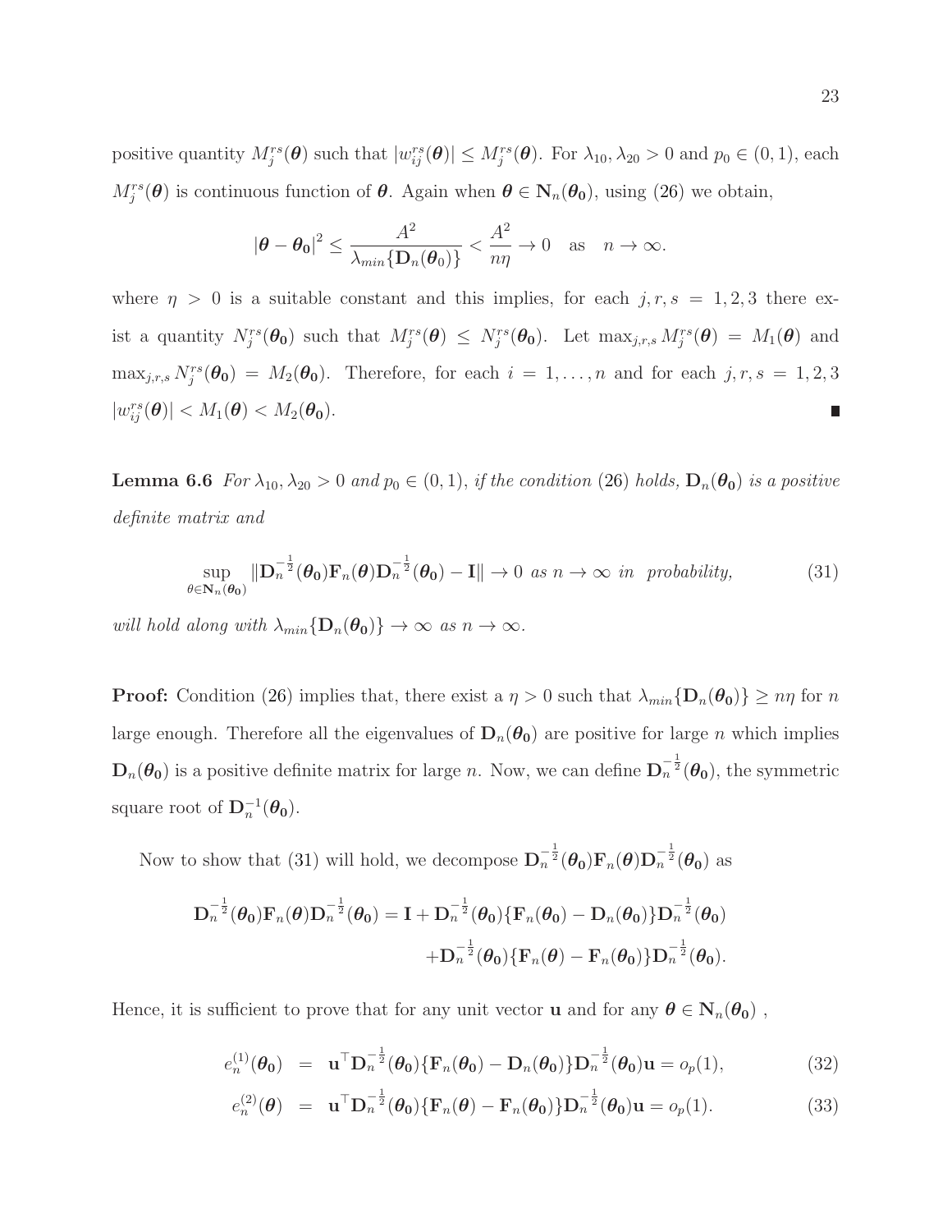positive quantity $M_j^{rs}(\boldsymbol{\theta})$ such that $|w_{ij}^{rs}(\boldsymbol{\theta})| \leq M_j^{rs}(\boldsymbol{\theta})$. For $\lambda_{10}, \lambda_{20} > 0$ and $p_0 \in (0,1)$, each $M_j^{rs}(\boldsymbol{\theta})$ is continuous function of $\boldsymbol{\theta}$. Again when $\boldsymbol{\theta} \in \mathbf{N}_n(\boldsymbol{\theta_0})$, using (26) we obtain,

$$|\boldsymbol{\theta} - \boldsymbol{\theta_0}|^2 \leq \frac{A^2}{\lambda_{min}\{\mathbf{D}_n(\boldsymbol{\theta}_0)\}} < \frac{A^2}{n\eta} \to 0 \quad \text{as} \quad n \to \infty.$$

where $\eta > 0$ is a suitable constant and this implies, for each $j, r, s = 1, 2, 3$ there exist a quantity $N_j^{rs}(\boldsymbol{\theta_0})$ such that $M_j^{rs}(\boldsymbol{\theta}) \leq N_j^{rs}(\boldsymbol{\theta_0})$. Let $\max_{j,r,s} M_j^{rs}(\boldsymbol{\theta}) = M_1(\boldsymbol{\theta})$ and $\max_{j,r,s} N_j^{rs}(\boldsymbol{\theta_0}) = M_2(\boldsymbol{\theta_0})$. Therefore, for each $i = 1, \ldots, n$ and for each $j, r, s = 1, 2, 3$ $|w_{ij}^{rs}(\boldsymbol{\theta})| < M_1(\boldsymbol{\theta}) < M_2(\boldsymbol{\theta_0})$. ∎

**Lemma 6.6** *For $\lambda_{10}, \lambda_{20} > 0$ and $p_0 \in (0,1)$, if the condition* (26) *holds, $\mathbf{D}_n(\boldsymbol{\theta_0})$ is a positive definite matrix and*

$$\sup_{\theta \in \mathbf{N}_n(\boldsymbol{\theta_0})} \|\mathbf{D}_n^{-\frac{1}{2}}(\boldsymbol{\theta_0})\mathbf{F}_n(\boldsymbol{\theta})\mathbf{D}_n^{-\frac{1}{2}}(\boldsymbol{\theta_0}) - \mathbf{I}\| \to 0 \ \text{as } n \to \infty \ \text{in probability,} \tag{31}$$

*will hold along with $\lambda_{min}\{\mathbf{D}_n(\boldsymbol{\theta_0})\} \to \infty$ as $n \to \infty$.*

**Proof:** Condition (26) implies that, there exist a $\eta > 0$ such that $\lambda_{min}\{\mathbf{D}_n(\boldsymbol{\theta_0})\} \geq n\eta$ for $n$ large enough. Therefore all the eigenvalues of $\mathbf{D}_n(\boldsymbol{\theta_0})$ are positive for large $n$ which implies $\mathbf{D}_n(\boldsymbol{\theta_0})$ is a positive definite matrix for large $n$. Now, we can define $\mathbf{D}_n^{-\frac{1}{2}}(\boldsymbol{\theta_0})$, the symmetric square root of $\mathbf{D}_n^{-1}(\boldsymbol{\theta_0})$.

Now to show that (31) will hold, we decompose $\mathbf{D}_n^{-\frac{1}{2}}(\boldsymbol{\theta_0})\mathbf{F}_n(\boldsymbol{\theta})\mathbf{D}_n^{-\frac{1}{2}}(\boldsymbol{\theta_0})$ as

$$\begin{aligned}\mathbf{D}_n^{-\frac{1}{2}}(\boldsymbol{\theta_0})\mathbf{F}_n(\boldsymbol{\theta})\mathbf{D}_n^{-\frac{1}{2}}(\boldsymbol{\theta_0}) = \mathbf{I} &+ \mathbf{D}_n^{-\frac{1}{2}}(\boldsymbol{\theta_0})\{\mathbf{F}_n(\boldsymbol{\theta_0}) - \mathbf{D}_n(\boldsymbol{\theta_0})\}\mathbf{D}_n^{-\frac{1}{2}}(\boldsymbol{\theta_0}) \\ &+ \mathbf{D}_n^{-\frac{1}{2}}(\boldsymbol{\theta_0})\{\mathbf{F}_n(\boldsymbol{\theta}) - \mathbf{F}_n(\boldsymbol{\theta_0})\}\mathbf{D}_n^{-\frac{1}{2}}(\boldsymbol{\theta_0}).\end{aligned}$$

Hence, it is sufficient to prove that for any unit vector $\mathbf{u}$ and for any $\boldsymbol{\theta} \in \mathbf{N}_n(\boldsymbol{\theta_0})$ ,

$$e_n^{(1)}(\boldsymbol{\theta_0}) = \mathbf{u}^\top \mathbf{D}_n^{-\frac{1}{2}}(\boldsymbol{\theta_0})\{\mathbf{F}_n(\boldsymbol{\theta_0}) - \mathbf{D}_n(\boldsymbol{\theta_0})\}\mathbf{D}_n^{-\frac{1}{2}}(\boldsymbol{\theta_0})\mathbf{u} = o_p(1), \tag{32}$$

$$e_n^{(2)}(\boldsymbol{\theta}) = \mathbf{u}^\top \mathbf{D}_n^{-\frac{1}{2}}(\boldsymbol{\theta_0})\{\mathbf{F}_n(\boldsymbol{\theta}) - \mathbf{F}_n(\boldsymbol{\theta_0})\}\mathbf{D}_n^{-\frac{1}{2}}(\boldsymbol{\theta_0})\mathbf{u} = o_p(1). \tag{33}$$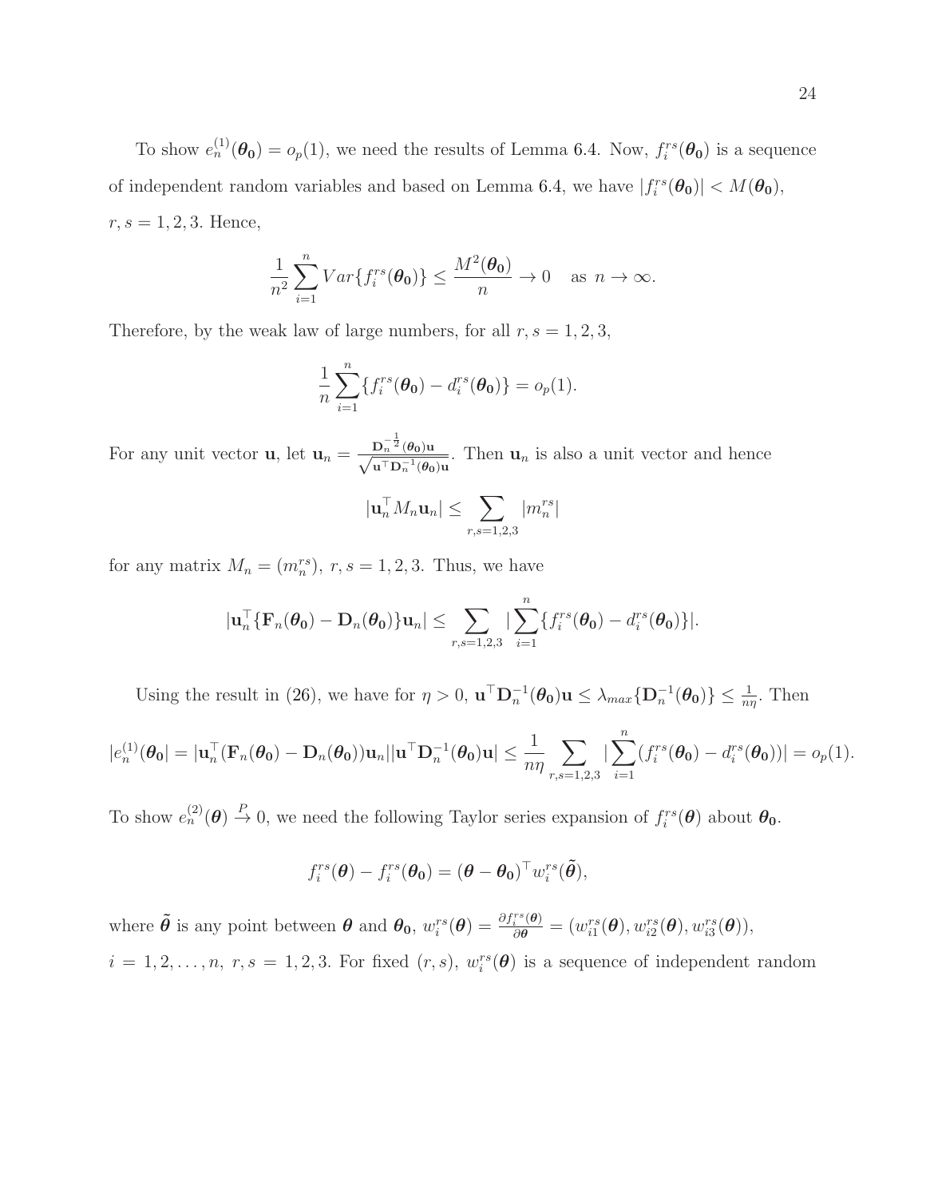To show $e_n^{(1)}(\boldsymbol{\theta_0}) = o_p(1)$, we need the results of Lemma 6.4. Now, $f_i^{rs}(\boldsymbol{\theta_0})$ is a sequence of independent random variables and based on Lemma 6.4, we have $|f_i^{rs}(\boldsymbol{\theta_0})| < M(\boldsymbol{\theta_0})$, $r, s = 1, 2, 3$. Hence,

$$\frac{1}{n^2}\sum_{i=1}^{n} Var\{f_i^{rs}(\boldsymbol{\theta_0})\} \leq \frac{M^2(\boldsymbol{\theta_0})}{n} \to 0 \quad \text{as } n \to \infty.$$

Therefore, by the weak law of large numbers, for all $r, s = 1, 2, 3$,

$$\frac{1}{n}\sum_{i=1}^{n}\{f_i^{rs}(\boldsymbol{\theta_0}) - d_i^{rs}(\boldsymbol{\theta_0})\} = o_p(1).$$

For any unit vector $\mathbf{u}$, let $\mathbf{u}_n = \frac{\mathbf{D}_n^{-\frac{1}{2}}(\boldsymbol{\theta_0})\mathbf{u}}{\sqrt{\mathbf{u}^\top \mathbf{D}_n^{-1}(\boldsymbol{\theta_0})\mathbf{u}}}$. Then $\mathbf{u}_n$ is also a unit vector and hence

$$|\mathbf{u}_n^\top M_n \mathbf{u}_n| \leq \sum_{r,s=1,2,3} |m_n^{rs}|$$

for any matrix $M_n = (m_n^{rs})$, $r, s = 1, 2, 3$. Thus, we have

$$|\mathbf{u}_n^\top\{\mathbf{F}_n(\boldsymbol{\theta_0}) - \mathbf{D}_n(\boldsymbol{\theta_0})\}\mathbf{u}_n| \leq \sum_{r,s=1,2,3} |\sum_{i=1}^{n}\{f_i^{rs}(\boldsymbol{\theta_0}) - d_i^{rs}(\boldsymbol{\theta_0})\}|.$$

Using the result in (26), we have for $\eta > 0$, $\mathbf{u}^\top \mathbf{D}_n^{-1}(\boldsymbol{\theta_0})\mathbf{u} \leq \lambda_{max}\{\mathbf{D}_n^{-1}(\boldsymbol{\theta_0})\} \leq \frac{1}{n\eta}$. Then

$$|e_n^{(1)}(\boldsymbol{\theta_0}| = |\mathbf{u}_n^\top(\mathbf{F}_n(\boldsymbol{\theta_0}) - \mathbf{D}_n(\boldsymbol{\theta_0}))\mathbf{u}_n||\mathbf{u}^\top \mathbf{D}_n^{-1}(\boldsymbol{\theta_0})\mathbf{u}| \leq \frac{1}{n\eta}\sum_{r,s=1,2,3}|\sum_{i=1}^{n}(f_i^{rs}(\boldsymbol{\theta_0}) - d_i^{rs}(\boldsymbol{\theta_0}))| = o_p(1).$$

To show $e_n^{(2)}(\boldsymbol{\theta}) \xrightarrow{P} 0$, we need the following Taylor series expansion of $f_i^{rs}(\boldsymbol{\theta})$ about $\boldsymbol{\theta_0}$.

$$f_i^{rs}(\boldsymbol{\theta}) - f_i^{rs}(\boldsymbol{\theta_0}) = (\boldsymbol{\theta} - \boldsymbol{\theta_0})^\top w_i^{rs}(\tilde{\boldsymbol{\theta}}),$$

where $\tilde{\boldsymbol{\theta}}$ is any point between $\boldsymbol{\theta}$ and $\boldsymbol{\theta_0}$, $w_i^{rs}(\boldsymbol{\theta}) = \frac{\partial f_i^{rs}(\boldsymbol{\theta})}{\partial \boldsymbol{\theta}} = (w_{i1}^{rs}(\boldsymbol{\theta}), w_{i2}^{rs}(\boldsymbol{\theta}), w_{i3}^{rs}(\boldsymbol{\theta}))$, $i = 1, 2, \ldots, n$, $r, s = 1, 2, 3$. For fixed $(r, s)$, $w_i^{rs}(\boldsymbol{\theta})$ is a sequence of independent random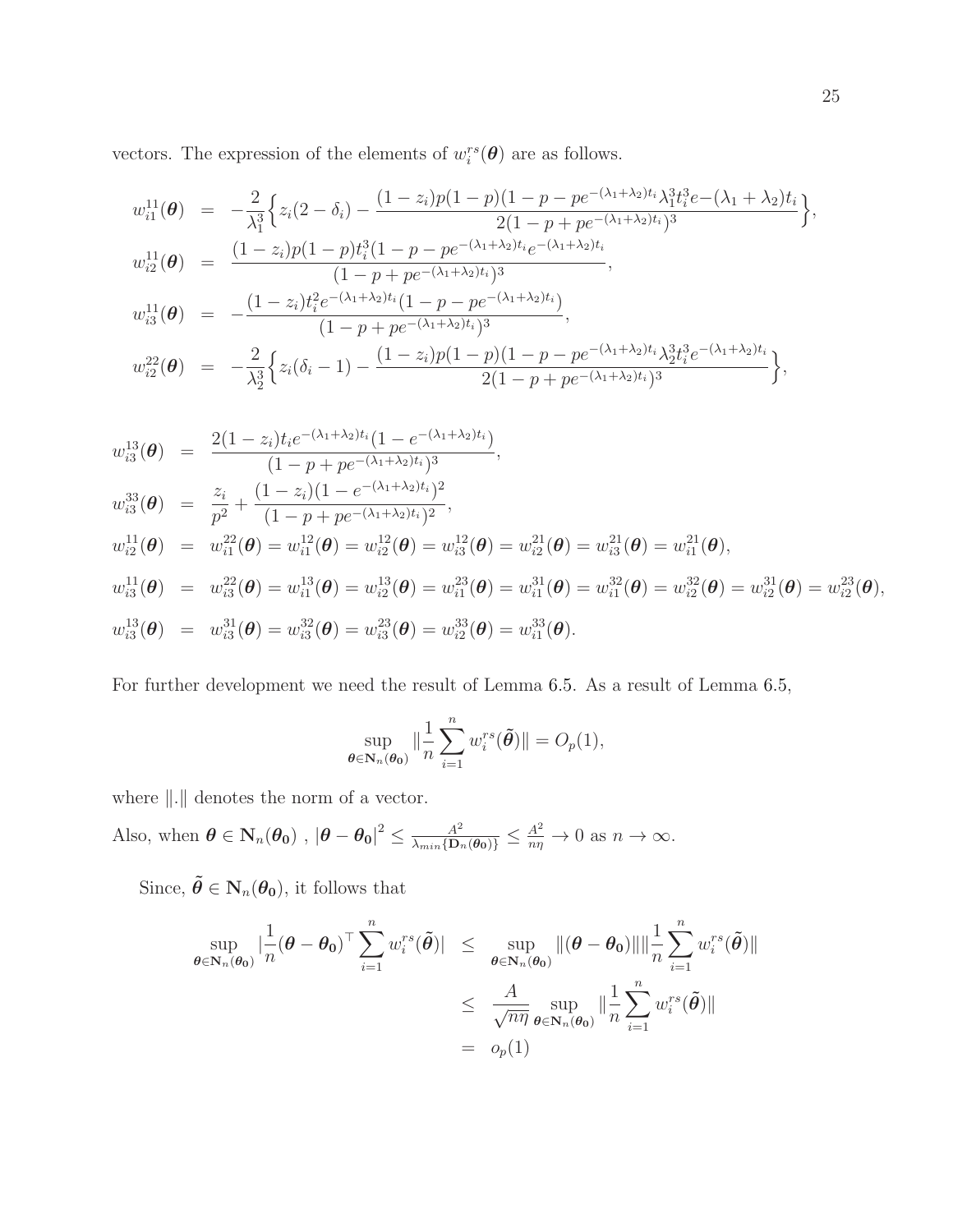vectors. The expression of the elements of $w_i^{rs}(\boldsymbol{\theta})$ are as follows.

$$
\begin{aligned}
w_{i1}^{11}(\boldsymbol{\theta}) &= -\frac{2}{\lambda_1^3}\Big\{z_i(2-\delta_i) - \frac{(1-z_i)p(1-p)(1-p-pe^{-(\lambda_1+\lambda_2)t_i}\lambda_1^3 t_i^3 e{-}(\lambda_1+\lambda_2)t_i}{2(1-p+pe^{-(\lambda_1+\lambda_2)t_i})^3}\Big\},\\
w_{i2}^{11}(\boldsymbol{\theta}) &= \frac{(1-z_i)p(1-p)t_i^3(1-p-pe^{-(\lambda_1+\lambda_2)t_i}e^{-(\lambda_1+\lambda_2)t_i}}{(1-p+pe^{-(\lambda_1+\lambda_2)t_i})^3},\\
w_{i3}^{11}(\boldsymbol{\theta}) &= -\frac{(1-z_i)t_i^2 e^{-(\lambda_1+\lambda_2)t_i}(1-p-pe^{-(\lambda_1+\lambda_2)t_i})}{(1-p+pe^{-(\lambda_1+\lambda_2)t_i})^3},\\
w_{i2}^{22}(\boldsymbol{\theta}) &= -\frac{2}{\lambda_2^3}\Big\{z_i(\delta_i-1) - \frac{(1-z_i)p(1-p)(1-p-pe^{-(\lambda_1+\lambda_2)t_i}\lambda_2^3 t_i^3 e^{-(\lambda_1+\lambda_2)t_i}}{2(1-p+pe^{-(\lambda_1+\lambda_2)t_i})^3}\Big\},
\end{aligned}
$$

$$
\begin{aligned}
w_{i3}^{13}(\boldsymbol{\theta}) &= \frac{2(1-z_i)t_i e^{-(\lambda_1+\lambda_2)t_i}(1-e^{-(\lambda_1+\lambda_2)t_i})}{(1-p+pe^{-(\lambda_1+\lambda_2)t_i})^3},\\
w_{i3}^{33}(\boldsymbol{\theta}) &= \frac{z_i}{p^2} + \frac{(1-z_i)(1-e^{-(\lambda_1+\lambda_2)t_i})^2}{(1-p+pe^{-(\lambda_1+\lambda_2)t_i})^2},\\
w_{i2}^{11}(\boldsymbol{\theta}) &= w_{i1}^{22}(\boldsymbol{\theta}) = w_{i1}^{12}(\boldsymbol{\theta}) = w_{i2}^{12}(\boldsymbol{\theta}) = w_{i3}^{12}(\boldsymbol{\theta}) = w_{i2}^{21}(\boldsymbol{\theta}) = w_{i3}^{21}(\boldsymbol{\theta}) = w_{i1}^{21}(\boldsymbol{\theta}),\\
w_{i3}^{11}(\boldsymbol{\theta}) &= w_{i3}^{22}(\boldsymbol{\theta}) = w_{i1}^{13}(\boldsymbol{\theta}) = w_{i2}^{13}(\boldsymbol{\theta}) = w_{i1}^{23}(\boldsymbol{\theta}) = w_{i1}^{31}(\boldsymbol{\theta}) = w_{i1}^{32}(\boldsymbol{\theta}) = w_{i2}^{32}(\boldsymbol{\theta}) = w_{i2}^{31}(\boldsymbol{\theta}) = w_{i2}^{23}(\boldsymbol{\theta}),\\
w_{i3}^{13}(\boldsymbol{\theta}) &= w_{i3}^{31}(\boldsymbol{\theta}) = w_{i3}^{32}(\boldsymbol{\theta}) = w_{i3}^{23}(\boldsymbol{\theta}) = w_{i2}^{33}(\boldsymbol{\theta}) = w_{i1}^{33}(\boldsymbol{\theta}).
\end{aligned}
$$

For further development we need the result of Lemma 6.5. As a result of Lemma 6.5,

$$
\sup_{\boldsymbol{\theta}\in \mathbf{N}_n(\boldsymbol{\theta_0})} \|\frac{1}{n}\sum_{i=1}^n w_i^{rs}(\tilde{\boldsymbol{\theta}})\| = O_p(1),
$$

where $\|.\|$ denotes the norm of a vector.

Also, when $\boldsymbol{\theta}\in \mathbf{N}_n(\boldsymbol{\theta_0})$ , $|\boldsymbol{\theta}-\boldsymbol{\theta_0}|^2 \le \frac{A^2}{\lambda_{min}\{\mathbf{D}_n(\boldsymbol{\theta_0})\}} \le \frac{A^2}{n\eta} \to 0$ as $n\to\infty$.

Since, $\tilde{\boldsymbol{\theta}} \in \mathbf{N}_n(\boldsymbol{\theta_0})$, it follows that

$$
\begin{aligned}
\sup_{\boldsymbol{\theta}\in \mathbf{N}_n(\boldsymbol{\theta_0})} |\frac{1}{n}(\boldsymbol{\theta}-\boldsymbol{\theta_0})^\top \sum_{i=1}^n w_i^{rs}(\tilde{\boldsymbol{\theta}})| &\le \sup_{\boldsymbol{\theta}\in \mathbf{N}_n(\boldsymbol{\theta_0})} \|(\boldsymbol{\theta}-\boldsymbol{\theta_0})\| \|\frac{1}{n}\sum_{i=1}^n w_i^{rs}(\tilde{\boldsymbol{\theta}})\|\\
&\le \frac{A}{\sqrt{n\eta}} \sup_{\boldsymbol{\theta}\in \mathbf{N}_n(\boldsymbol{\theta_0})} \|\frac{1}{n}\sum_{i=1}^n w_i^{rs}(\tilde{\boldsymbol{\theta}})\|\\
&= o_p(1)
\end{aligned}
$$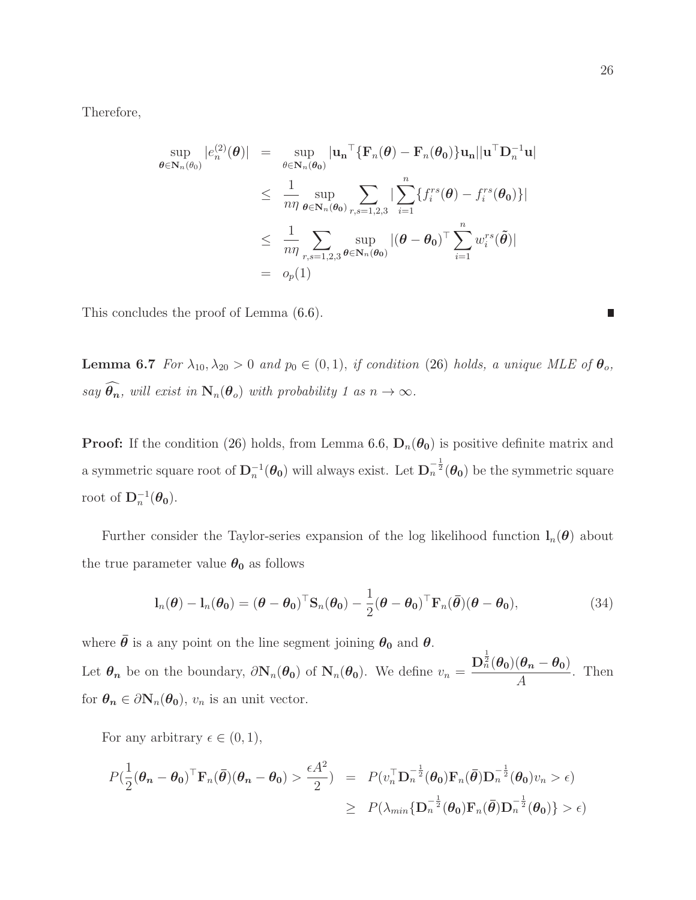Therefore,

$$
\begin{aligned}
\sup_{\boldsymbol{\theta}\in \mathbf{N}_n(\theta_0)} |e_n^{(2)}(\boldsymbol{\theta})| &= \sup_{\theta\in \mathbf{N}_n(\boldsymbol{\theta_0})} |\mathbf{u_n}^\top \{\mathbf{F}_n(\boldsymbol{\theta}) - \mathbf{F}_n(\boldsymbol{\theta_0})\}\mathbf{u_n}||\mathbf{u}^\top \mathbf{D}_n^{-1}\mathbf{u}| \\
&\leq \frac{1}{n\eta} \sup_{\boldsymbol{\theta}\in \mathbf{N}_n(\boldsymbol{\theta_0})} \sum_{r,s=1,2,3} |\sum_{i=1}^{n} \{f_i^{rs}(\boldsymbol{\theta}) - f_i^{rs}(\boldsymbol{\theta_0})\}| \\
&\leq \frac{1}{n\eta} \sum_{r,s=1,2,3} \sup_{\boldsymbol{\theta}\in \mathbf{N}_n(\boldsymbol{\theta_0})} |(\boldsymbol{\theta} - \boldsymbol{\theta_0})^\top \sum_{i=1}^{n} w_i^{rs}(\tilde{\boldsymbol{\theta}})| \\
&= o_p(1)
\end{aligned}
$$

This concludes the proof of Lemma (6.6). ∎

**Lemma 6.7** *For $\lambda_{10}, \lambda_{20} > 0$ and $p_0 \in (0,1)$, if condition (26) holds, a unique MLE of $\boldsymbol{\theta}_o$, say $\widehat{\boldsymbol{\theta}_n}$, will exist in $\mathbf{N}_n(\boldsymbol{\theta}_o)$ with probability 1 as $n \to \infty$.*

**Proof:** If the condition (26) holds, from Lemma 6.6, $\mathbf{D}_n(\boldsymbol{\theta_0})$ is positive definite matrix and a symmetric square root of $\mathbf{D}_n^{-1}(\boldsymbol{\theta_0})$ will always exist. Let $\mathbf{D}_n^{-\frac{1}{2}}(\boldsymbol{\theta_0})$ be the symmetric square root of $\mathbf{D}_n^{-1}(\boldsymbol{\theta_0})$.

Further consider the Taylor-series expansion of the log likelihood function $\mathbf{l}_n(\boldsymbol{\theta})$ about the true parameter value $\boldsymbol{\theta_0}$ as follows

$$
\mathbf{l}_n(\boldsymbol{\theta}) - \mathbf{l}_n(\boldsymbol{\theta_0}) = (\boldsymbol{\theta} - \boldsymbol{\theta_0})^\top \mathbf{S}_n(\boldsymbol{\theta_0}) - \frac{1}{2}(\boldsymbol{\theta} - \boldsymbol{\theta_0})^\top \mathbf{F}_n(\bar{\boldsymbol{\theta}})(\boldsymbol{\theta} - \boldsymbol{\theta_0}), \tag{34}
$$

where $\bar{\boldsymbol{\theta}}$ is a any point on the line segment joining $\boldsymbol{\theta_0}$ and $\boldsymbol{\theta}$.

Let $\boldsymbol{\theta_n}$ be on the boundary, $\partial \mathbf{N}_n(\boldsymbol{\theta_0})$ of $\mathbf{N}_n(\boldsymbol{\theta_0})$. We define $v_n = \dfrac{\mathbf{D}_n^{\frac{1}{2}}(\boldsymbol{\theta_0})(\boldsymbol{\theta_n} - \boldsymbol{\theta_0})}{A}$. Then for $\boldsymbol{\theta_n} \in \partial \mathbf{N}_n(\boldsymbol{\theta_0})$, $v_n$ is an unit vector.

For any arbitrary $\epsilon \in (0,1)$,

$$
\begin{aligned}
P(\frac{1}{2}(\boldsymbol{\theta_n} - \boldsymbol{\theta_0})^\top \mathbf{F}_n(\bar{\boldsymbol{\theta}})(\boldsymbol{\theta_n} - \boldsymbol{\theta_0}) > \frac{\epsilon A^2}{2}) &= P(v_n^\top \mathbf{D}_n^{-\frac{1}{2}}(\boldsymbol{\theta_0})\mathbf{F}_n(\bar{\boldsymbol{\theta}})\mathbf{D}_n^{-\frac{1}{2}}(\boldsymbol{\theta_0})v_n > \epsilon) \\
&\geq P(\lambda_{min}\{\mathbf{D}_n^{-\frac{1}{2}}(\boldsymbol{\theta_0})\mathbf{F}_n(\bar{\boldsymbol{\theta}})\mathbf{D}_n^{-\frac{1}{2}}(\boldsymbol{\theta_0})\} > \epsilon)
\end{aligned}
$$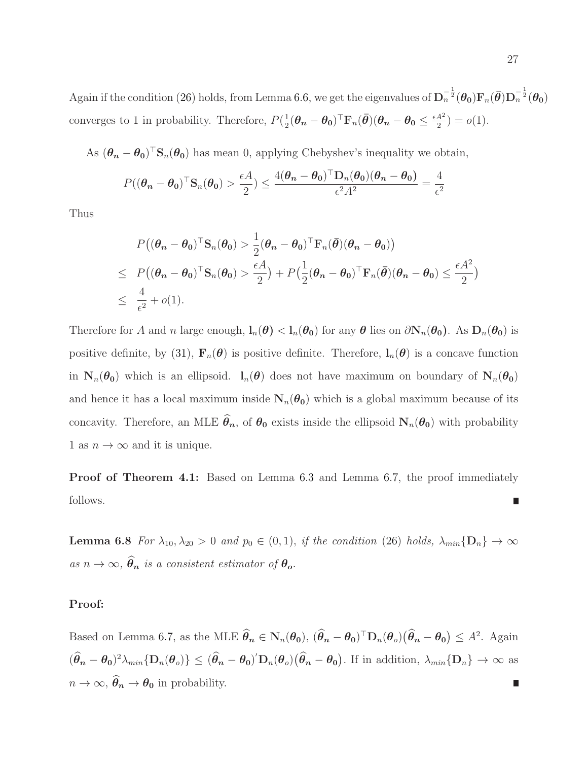Again if the condition (26) holds, from Lemma 6.6, we get the eigenvalues of $\mathbf{D}_n^{-\frac{1}{2}}(\boldsymbol{\theta_0})\mathbf{F}_n(\bar{\boldsymbol{\theta}})\mathbf{D}_n^{-\frac{1}{2}}(\boldsymbol{\theta_0})$ converges to 1 in probability. Therefore, $P(\frac{1}{2}(\boldsymbol{\theta_n}-\boldsymbol{\theta_0})^\top\mathbf{F}_n(\bar{\boldsymbol{\theta}})(\boldsymbol{\theta_n}-\boldsymbol{\theta_0} \leq \frac{\epsilon A^2}{2}) = o(1)$.

As $(\boldsymbol{\theta_n}-\boldsymbol{\theta_0})^\top\mathbf{S}_n(\boldsymbol{\theta_0})$ has mean 0, applying Chebyshev's inequality we obtain,

$$P((\boldsymbol{\theta_n}-\boldsymbol{\theta_0})^\top\mathbf{S}_n(\boldsymbol{\theta_0}) > \frac{\epsilon A}{2}) \leq \frac{4(\boldsymbol{\theta_n}-\boldsymbol{\theta_0})^\top\mathbf{D}_n(\boldsymbol{\theta_0})(\boldsymbol{\theta_n}-\boldsymbol{\theta_0})}{\epsilon^2 A^2} = \frac{4}{\epsilon^2}$$

Thus

$$\begin{aligned}
& P\big((\boldsymbol{\theta_n}-\boldsymbol{\theta_0})^\top\mathbf{S}_n(\boldsymbol{\theta_0}) > \frac{1}{2}(\boldsymbol{\theta_n}-\boldsymbol{\theta_0})^\top\mathbf{F}_n(\bar{\boldsymbol{\theta}})(\boldsymbol{\theta_n}-\boldsymbol{\theta_0})\big) \\
\leq \;& P\big((\boldsymbol{\theta_n}-\boldsymbol{\theta_0})^\top\mathbf{S}_n(\boldsymbol{\theta_0}) > \frac{\epsilon A}{2}\big) + P\big(\frac{1}{2}(\boldsymbol{\theta_n}-\boldsymbol{\theta_0})^\top\mathbf{F}_n(\bar{\boldsymbol{\theta}})(\boldsymbol{\theta_n}-\boldsymbol{\theta_0}) \leq \frac{\epsilon A^2}{2}\big) \\
\leq \;& \frac{4}{\epsilon^2} + o(1).
\end{aligned}$$

Therefore for $A$ and $n$ large enough, $\mathbf{l}_n(\boldsymbol{\theta}) < \mathbf{l}_n(\boldsymbol{\theta_0})$ for any $\boldsymbol{\theta}$ lies on $\partial\mathbf{N}_n(\boldsymbol{\theta_0})$. As $\mathbf{D}_n(\boldsymbol{\theta_0})$ is positive definite, by (31), $\mathbf{F}_n(\boldsymbol{\theta})$ is positive definite. Therefore, $\mathbf{l}_n(\boldsymbol{\theta})$ is a concave function in $\mathbf{N}_n(\boldsymbol{\theta_0})$ which is an ellipsoid. $\mathbf{l}_n(\boldsymbol{\theta})$ does not have maximum on boundary of $\mathbf{N}_n(\boldsymbol{\theta_0})$ and hence it has a local maximum inside $\mathbf{N}_n(\boldsymbol{\theta_0})$ which is a global maximum because of its concavity. Therefore, an MLE $\widehat{\boldsymbol{\theta}}_{\boldsymbol{n}}$, of $\boldsymbol{\theta_0}$ exists inside the ellipsoid $\mathbf{N}_n(\boldsymbol{\theta_0})$ with probability 1 as $n \to \infty$ and it is unique.

**Proof of Theorem 4.1:** Based on Lemma 6.3 and Lemma 6.7, the proof immediately follows. ∎

**Lemma 6.8** *For $\lambda_{10}, \lambda_{20} > 0$ and $p_0 \in (0, 1)$, if the condition (26) holds, $\lambda_{min}\{\mathbf{D}_n\} \to \infty$ as $n \to \infty$, $\widehat{\boldsymbol{\theta}}_{\boldsymbol{n}}$ is a consistent estimator of $\boldsymbol{\theta_o}$.*

**Proof:**

Based on Lemma 6.7, as the MLE $\widehat{\boldsymbol{\theta}}_{\boldsymbol{n}} \in \mathbf{N}_n(\boldsymbol{\theta_0})$, $(\widehat{\boldsymbol{\theta}}_{\boldsymbol{n}}-\boldsymbol{\theta_0})^\top\mathbf{D}_n(\boldsymbol{\theta}_o)\big(\widehat{\boldsymbol{\theta}}_{\boldsymbol{n}}-\boldsymbol{\theta_0}\big) \leq A^2$. Again $(\widehat{\boldsymbol{\theta}}_{\boldsymbol{n}}-\boldsymbol{\theta_0})^2\lambda_{min}\{\mathbf{D}_n(\boldsymbol{\theta}_o)\} \leq (\widehat{\boldsymbol{\theta}}_{\boldsymbol{n}}-\boldsymbol{\theta_0})'\mathbf{D}_n(\boldsymbol{\theta}_o)\big(\widehat{\boldsymbol{\theta}}_{\boldsymbol{n}}-\boldsymbol{\theta_0}\big)$. If in addition, $\lambda_{min}\{\mathbf{D}_n\} \to \infty$ as $n \to \infty$, $\widehat{\boldsymbol{\theta}}_{\boldsymbol{n}} \to \boldsymbol{\theta_0}$ in probability. ∎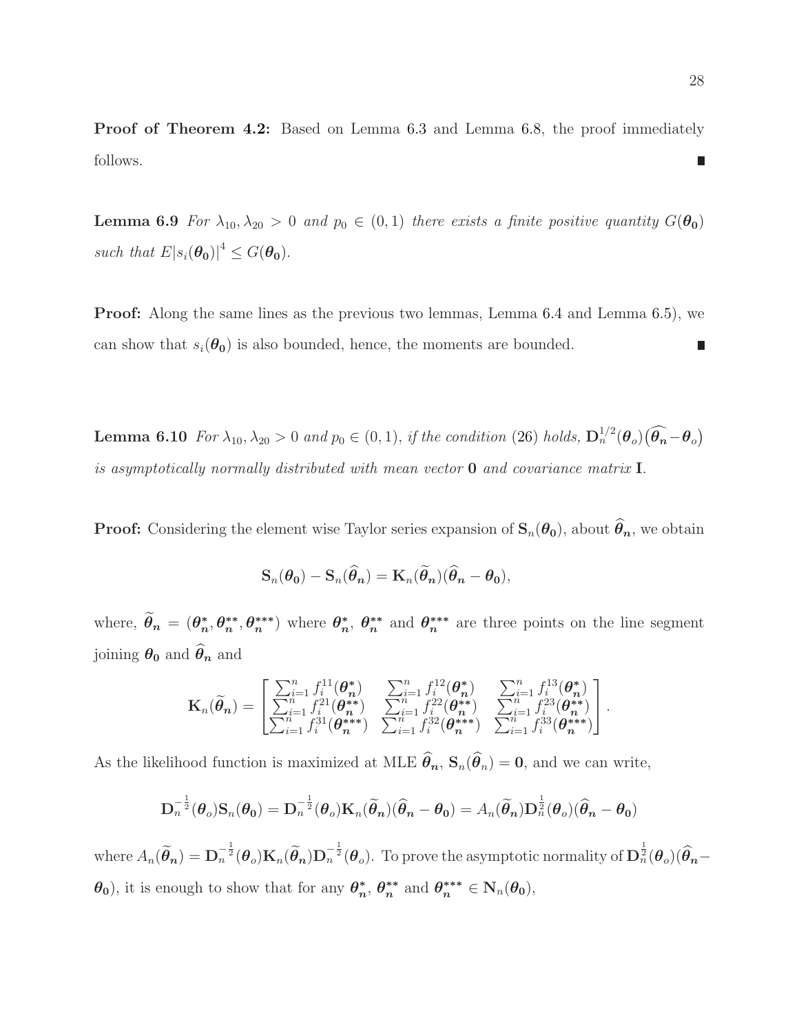**Proof of Theorem 4.2:** Based on Lemma 6.3 and Lemma 6.8, the proof immediately follows. ∎

**Lemma 6.9** *For $\lambda_{10}, \lambda_{20} > 0$ and $p_0 \in (0,1)$ there exists a finite positive quantity $G(\boldsymbol{\theta_0})$ such that $E|s_i(\boldsymbol{\theta_0})|^4 \leq G(\boldsymbol{\theta_0})$.*

**Proof:** Along the same lines as the previous two lemmas, Lemma 6.4 and Lemma 6.5), we can show that $s_i(\boldsymbol{\theta_0})$ is also bounded, hence, the moments are bounded. ∎

**Lemma 6.10** *For $\lambda_{10}, \lambda_{20} > 0$ and $p_0 \in (0,1)$, if the condition (26) holds, $\mathbf{D}_n^{1/2}(\boldsymbol{\theta}_o)\big(\widehat{\boldsymbol{\theta_n}} - \boldsymbol{\theta}_o\big)$ is asymptotically normally distributed with mean vector $\mathbf{0}$ and covariance matrix $\mathbf{I}$.*

**Proof:** Considering the element wise Taylor series expansion of $\mathbf{S}_n(\boldsymbol{\theta_0})$, about $\widehat{\boldsymbol{\theta}}_{\boldsymbol{n}}$, we obtain

$$\mathbf{S}_n(\boldsymbol{\theta_0}) - \mathbf{S}_n(\widehat{\boldsymbol{\theta}}_{\boldsymbol{n}}) = \mathbf{K}_n(\widetilde{\boldsymbol{\theta}}_{\boldsymbol{n}})(\widehat{\boldsymbol{\theta}}_{\boldsymbol{n}} - \boldsymbol{\theta_0}),$$

where, $\widetilde{\boldsymbol{\theta}}_{\boldsymbol{n}} = (\boldsymbol{\theta}_{\boldsymbol{n}}^*, \boldsymbol{\theta}_{\boldsymbol{n}}^{**}, \boldsymbol{\theta}_{\boldsymbol{n}}^{***})$ where $\boldsymbol{\theta}_{\boldsymbol{n}}^*$, $\boldsymbol{\theta}_{\boldsymbol{n}}^{**}$ and $\boldsymbol{\theta}_{\boldsymbol{n}}^{***}$ are three points on the line segment joining $\boldsymbol{\theta_0}$ and $\widehat{\boldsymbol{\theta}}_{\boldsymbol{n}}$ and

$$\mathbf{K}_n(\widetilde{\boldsymbol{\theta}}_{\boldsymbol{n}}) = \begin{bmatrix} \sum_{i=1}^n f_i^{11}(\boldsymbol{\theta}_{\boldsymbol{n}}^*) & \sum_{i=1}^n f_i^{12}(\boldsymbol{\theta}_{\boldsymbol{n}}^*) & \sum_{i=1}^n f_i^{13}(\boldsymbol{\theta}_{\boldsymbol{n}}^*) \\ \sum_{i=1}^n f_i^{21}(\boldsymbol{\theta}_{\boldsymbol{n}}^{**}) & \sum_{i=1}^n f_i^{22}(\boldsymbol{\theta}_{\boldsymbol{n}}^{**}) & \sum_{i=1}^n f_i^{23}(\boldsymbol{\theta}_{\boldsymbol{n}}^{**}) \\ \sum_{i=1}^n f_i^{31}(\boldsymbol{\theta}_{\boldsymbol{n}}^{***}) & \sum_{i=1}^n f_i^{32}(\boldsymbol{\theta}_{\boldsymbol{n}}^{***}) & \sum_{i=1}^n f_i^{33}(\boldsymbol{\theta}_{\boldsymbol{n}}^{***}) \end{bmatrix}.$$

As the likelihood function is maximized at MLE $\widehat{\boldsymbol{\theta}}_{\boldsymbol{n}}$, $\mathbf{S}_n(\widehat{\boldsymbol{\theta}}_n) = \mathbf{0}$, and we can write,

$$\mathbf{D}_n^{-\frac{1}{2}}(\boldsymbol{\theta}_o)\mathbf{S}_n(\boldsymbol{\theta_0}) = \mathbf{D}_n^{-\frac{1}{2}}(\boldsymbol{\theta}_o)\mathbf{K}_n(\widetilde{\boldsymbol{\theta}}_{\boldsymbol{n}})(\widehat{\boldsymbol{\theta}}_{\boldsymbol{n}} - \boldsymbol{\theta_0}) = A_n(\widetilde{\boldsymbol{\theta}}_{\boldsymbol{n}})\mathbf{D}_n^{\frac{1}{2}}(\boldsymbol{\theta}_o)(\widehat{\boldsymbol{\theta}}_{\boldsymbol{n}} - \boldsymbol{\theta_0})$$

where $A_n(\widetilde{\boldsymbol{\theta}}_{\boldsymbol{n}}) = \mathbf{D}_n^{-\frac{1}{2}}(\boldsymbol{\theta}_o)\mathbf{K}_n(\widetilde{\boldsymbol{\theta}}_{\boldsymbol{n}})\mathbf{D}_n^{-\frac{1}{2}}(\boldsymbol{\theta}_o)$. To prove the asymptotic normality of $\mathbf{D}_n^{\frac{1}{2}}(\boldsymbol{\theta}_o)(\widehat{\boldsymbol{\theta}}_{\boldsymbol{n}} - \boldsymbol{\theta_0})$, it is enough to show that for any $\boldsymbol{\theta}_{\boldsymbol{n}}^*$, $\boldsymbol{\theta}_{\boldsymbol{n}}^{**}$ and $\boldsymbol{\theta}_{\boldsymbol{n}}^{***} \in \mathbf{N}_n(\boldsymbol{\theta_0})$,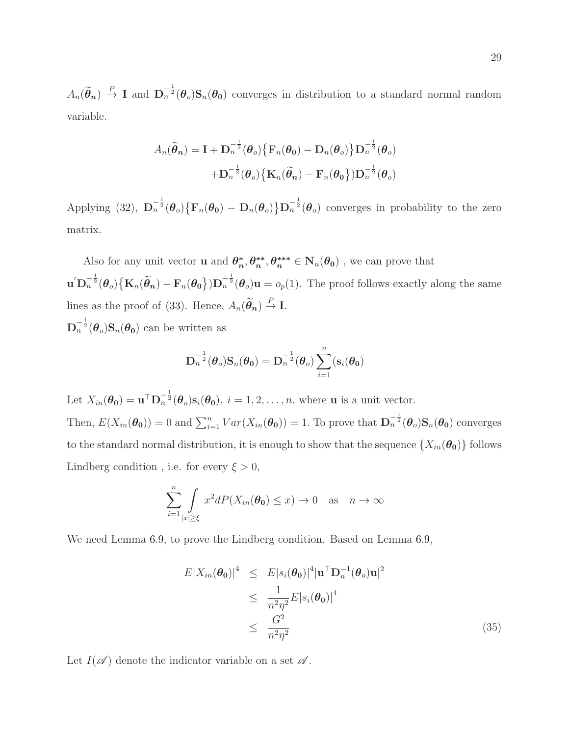$A_n(\widetilde{\boldsymbol{\theta}}_{\boldsymbol{n}}) \xrightarrow{P} \mathbf{I}$ and $\mathbf{D}_n^{-\frac{1}{2}}(\boldsymbol{\theta}_o)\mathbf{S}_n(\boldsymbol{\theta_0})$ converges in distribution to a standard normal random variable.

$$
\begin{aligned}
A_n(\widetilde{\boldsymbol{\theta}}_{\boldsymbol{n}}) = \mathbf{I} + \mathbf{D}_n^{-\frac{1}{2}}(\boldsymbol{\theta}_o)\big\{\mathbf{F}_n(\boldsymbol{\theta_0}) - \mathbf{D}_n(\boldsymbol{\theta}_o)\big\}\mathbf{D}_n^{-\frac{1}{2}}(\boldsymbol{\theta}_o) \\
+\mathbf{D}_n^{-\frac{1}{2}}(\boldsymbol{\theta}_o)\big\{\mathbf{K}_n(\widetilde{\boldsymbol{\theta}}_{\boldsymbol{n}}) - \mathbf{F}_n(\boldsymbol{\theta_0}\big\})\mathbf{D}_n^{-\frac{1}{2}}(\boldsymbol{\theta}_o)
\end{aligned}
$$

Applying (32), $\mathbf{D}_n^{-\frac{1}{2}}(\boldsymbol{\theta}_o)\big\{\mathbf{F}_n(\boldsymbol{\theta_0}) - \mathbf{D}_n(\boldsymbol{\theta}_o)\big\}\mathbf{D}_n^{-\frac{1}{2}}(\boldsymbol{\theta}_o)$ converges in probability to the zero matrix.

Also for any unit vector $\mathbf{u}$ and $\boldsymbol{\theta}_{\boldsymbol{n}}^{*}, \boldsymbol{\theta}_{\boldsymbol{n}}^{**}, \boldsymbol{\theta}_{\boldsymbol{n}}^{***} \in \mathbf{N}_n(\boldsymbol{\theta_0})$ , we can prove that $\mathbf{u}^{'}\mathbf{D}_n^{-\frac{1}{2}}(\boldsymbol{\theta}_o)\big\{\mathbf{K}_n(\widetilde{\boldsymbol{\theta}}_{\boldsymbol{n}}) - \mathbf{F}_n(\boldsymbol{\theta_0}\big\})\mathbf{D}_n^{-\frac{1}{2}}(\boldsymbol{\theta}_o)\mathbf{u} = o_p(1)$. The proof follows exactly along the same lines as the proof of (33). Hence, $A_n(\widetilde{\boldsymbol{\theta}}_{\boldsymbol{n}}) \xrightarrow{P} \mathbf{I}$.

$\mathbf{D}_n^{-\frac{1}{2}}(\boldsymbol{\theta}_o)\mathbf{S}_n(\boldsymbol{\theta_0})$ can be written as

$$
\mathbf{D}_n^{-\frac{1}{2}}(\boldsymbol{\theta}_o)\mathbf{S}_n(\boldsymbol{\theta_0}) = \mathbf{D}_n^{-\frac{1}{2}}(\boldsymbol{\theta}_o)\sum_{i=1}^{n}(\mathbf{s}_i(\boldsymbol{\theta_0})
$$

Let $X_{in}(\boldsymbol{\theta_0}) = \mathbf{u}^{\top}\mathbf{D}_n^{-\frac{1}{2}}(\boldsymbol{\theta}_o)\mathbf{s}_i(\boldsymbol{\theta_0}),\ i = 1, 2, \ldots, n$, where $\mathbf{u}$ is a unit vector.

Then, $E(X_{in}(\boldsymbol{\theta_0})) = 0$ and $\sum_{i=1}^{n} Var(X_{in}(\boldsymbol{\theta_0})) = 1$. To prove that $\mathbf{D}_n^{-\frac{1}{2}}(\boldsymbol{\theta}_o)\mathbf{S}_n(\boldsymbol{\theta_0})$ converges to the standard normal distribution, it is enough to show that the sequence $\{X_{in}(\boldsymbol{\theta_0})\}$ follows Lindberg condition , i.e. for every $\xi > 0$,

$$
\sum_{i=1}^{n} \int_{|x|\geq \xi} x^2 dP(X_{in}(\boldsymbol{\theta_0}) \leq x) \to 0 \quad \text{as} \quad n \to \infty
$$

We need Lemma 6.9, to prove the Lindberg condition. Based on Lemma 6.9,

$$
\begin{aligned}
E|X_{in}(\boldsymbol{\theta_0})|^4 &\leq E|s_i(\boldsymbol{\theta_0})|^4 |\mathbf{u}^{\top}\mathbf{D}_n^{-1}(\boldsymbol{\theta}_o)\mathbf{u}|^2 \\
&\leq \frac{1}{n^2\eta^2} E|s_i(\boldsymbol{\theta_0})|^4 \\
&\leq \frac{G^2}{n^2\eta^2} \qquad (35)
\end{aligned}
$$

Let $I(\mathscr{A})$ denote the indicator variable on a set $\mathscr{A}$.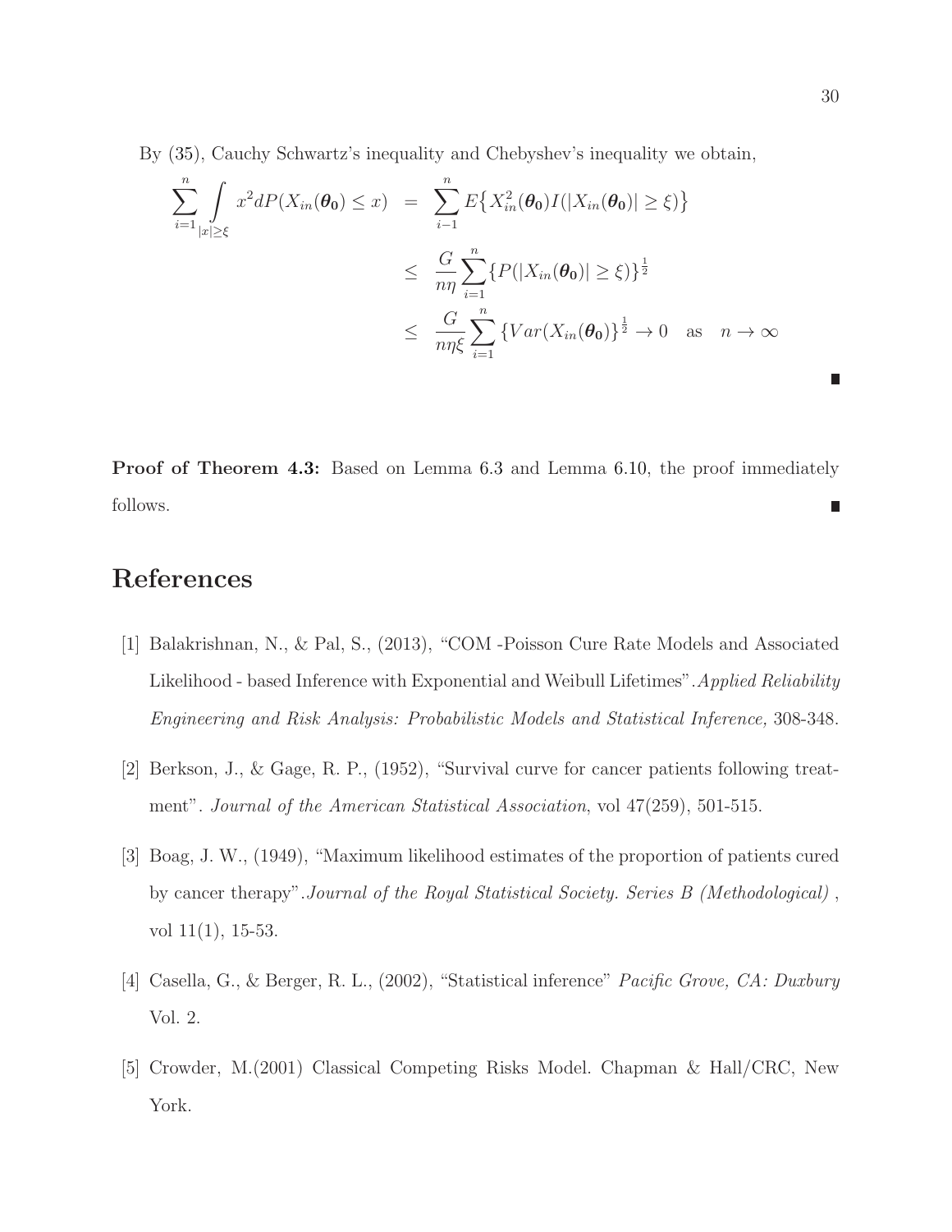By (35), Cauchy Schwartz's inequality and Chebyshev's inequality we obtain,

$$
\begin{aligned}
\sum_{i=1}^{n} \int_{|x|\geq \xi} x^2 dP(X_{in}(\boldsymbol{\theta_0}) \leq x) &= \sum_{i-1}^{n} E\{X_{in}^2(\boldsymbol{\theta_0}) I(|X_{in}(\boldsymbol{\theta_0})| \geq \xi)\} \\
&\leq \frac{G}{n\eta} \sum_{i=1}^{n} \{P(|X_{in}(\boldsymbol{\theta_0})| \geq \xi)\}^{\frac{1}{2}} \\
&\leq \frac{G}{n\eta\xi} \sum_{i=1}^{n} \{Var(X_{in}(\boldsymbol{\theta_0})\}^{\frac{1}{2}} \to 0 \quad \text{as} \quad n \to \infty
\end{aligned}
$$

∎

**Proof of Theorem 4.3:** Based on Lemma 6.3 and Lemma 6.10, the proof immediately follows. ∎

# References

[1] Balakrishnan, N., & Pal, S., (2013), "COM -Poisson Cure Rate Models and Associated Likelihood - based Inference with Exponential and Weibull Lifetimes". *Applied Reliability Engineering and Risk Analysis: Probabilistic Models and Statistical Inference,* 308-348.

[2] Berkson, J., & Gage, R. P., (1952), "Survival curve for cancer patients following treatment". *Journal of the American Statistical Association*, vol 47(259), 501-515.

[3] Boag, J. W., (1949), "Maximum likelihood estimates of the proportion of patients cured by cancer therapy". *Journal of the Royal Statistical Society. Series B (Methodological)* , vol 11(1), 15-53.

[4] Casella, G., & Berger, R. L., (2002), "Statistical inference" *Pacific Grove, CA: Duxbury* Vol. 2.

[5] Crowder, M.(2001) Classical Competing Risks Model. Chapman & Hall/CRC, New York.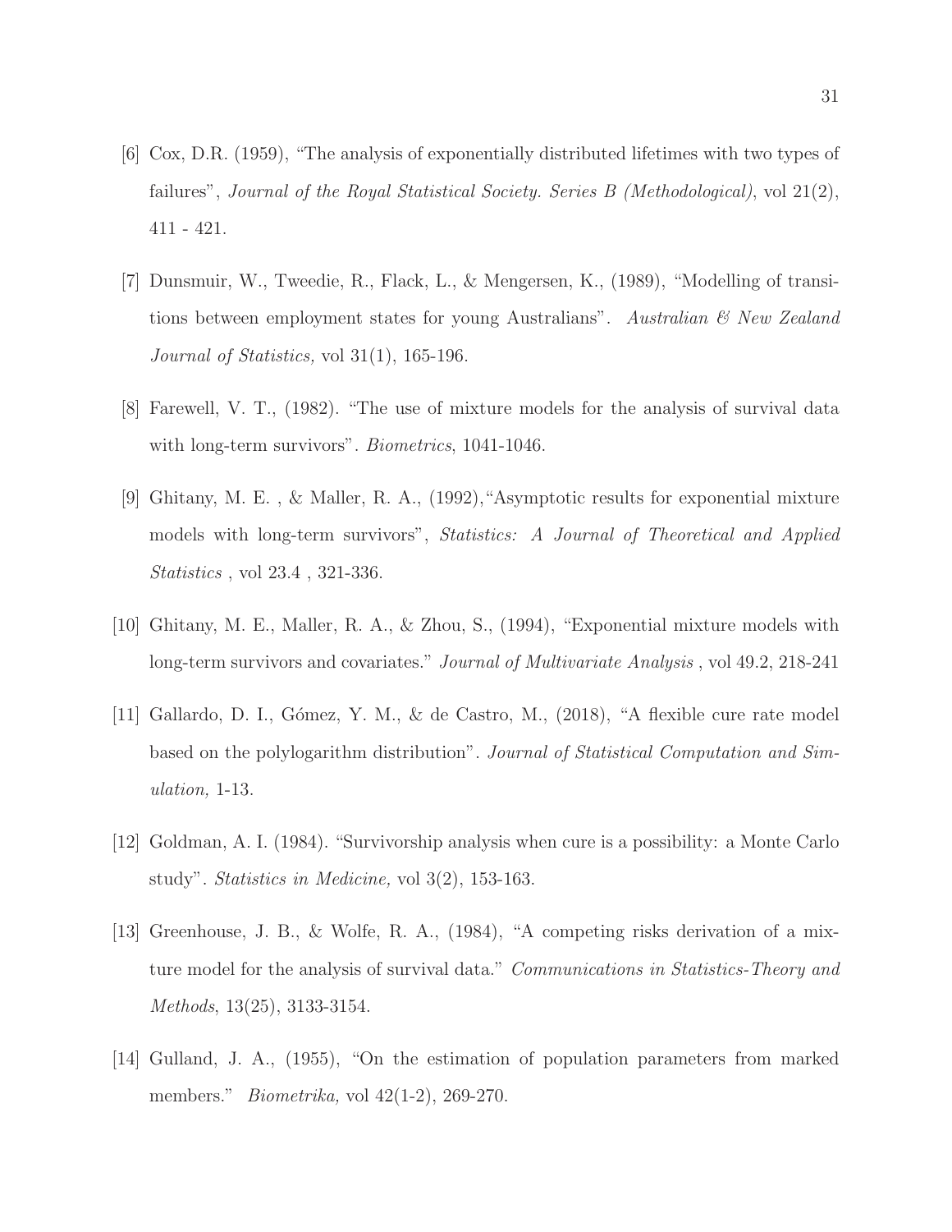[6] Cox, D.R. (1959), "The analysis of exponentially distributed lifetimes with two types of failures", *Journal of the Royal Statistical Society. Series B (Methodological)*, vol 21(2), 411 - 421.

[7] Dunsmuir, W., Tweedie, R., Flack, L., & Mengersen, K., (1989), "Modelling of transitions between employment states for young Australians". *Australian & New Zealand Journal of Statistics,* vol 31(1), 165-196.

[8] Farewell, V. T., (1982). "The use of mixture models for the analysis of survival data with long-term survivors". *Biometrics*, 1041-1046.

[9] Ghitany, M. E. , & Maller, R. A., (1992),"Asymptotic results for exponential mixture models with long-term survivors", *Statistics: A Journal of Theoretical and Applied Statistics* , vol 23.4 , 321-336.

[10] Ghitany, M. E., Maller, R. A., & Zhou, S., (1994), "Exponential mixture models with long-term survivors and covariates." *Journal of Multivariate Analysis* , vol 49.2, 218-241

[11] Gallardo, D. I., Gómez, Y. M., & de Castro, M., (2018), "A flexible cure rate model based on the polylogarithm distribution". *Journal of Statistical Computation and Simulation,* 1-13.

[12] Goldman, A. I. (1984). "Survivorship analysis when cure is a possibility: a Monte Carlo study". *Statistics in Medicine,* vol 3(2), 153-163.

[13] Greenhouse, J. B., & Wolfe, R. A., (1984), "A competing risks derivation of a mixture model for the analysis of survival data." *Communications in Statistics-Theory and Methods*, 13(25), 3133-3154.

[14] Gulland, J. A., (1955), "On the estimation of population parameters from marked members." *Biometrika,* vol 42(1-2), 269-270.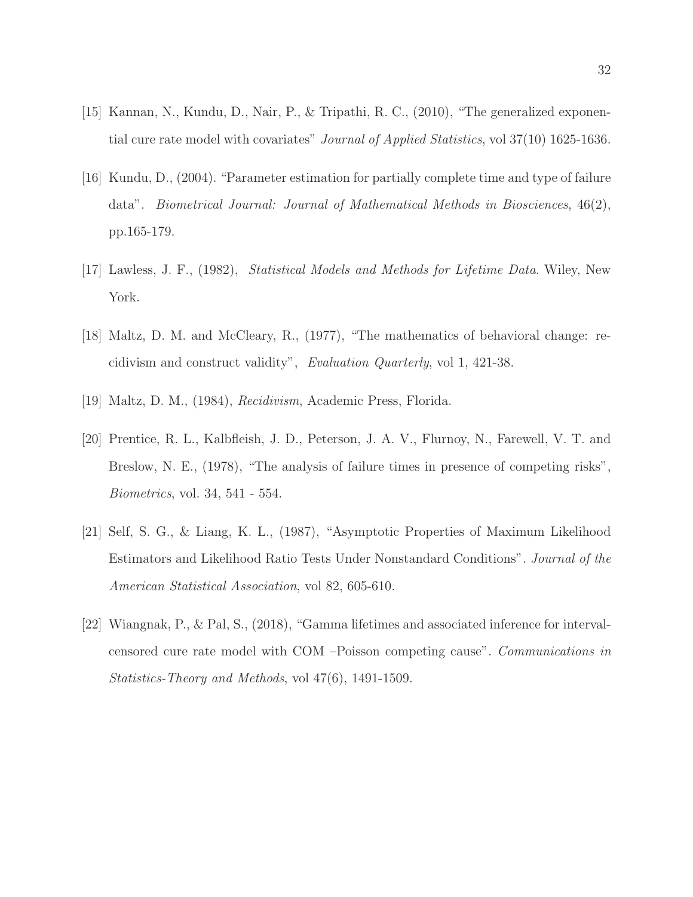[15] Kannan, N., Kundu, D., Nair, P., & Tripathi, R. C., (2010), "The generalized exponential cure rate model with covariates" *Journal of Applied Statistics*, vol 37(10) 1625-1636.

[16] Kundu, D., (2004). "Parameter estimation for partially complete time and type of failure data". *Biometrical Journal: Journal of Mathematical Methods in Biosciences*, 46(2), pp.165-179.

[17] Lawless, J. F., (1982), *Statistical Models and Methods for Lifetime Data*. Wiley, New York.

[18] Maltz, D. M. and McCleary, R., (1977), "The mathematics of behavioral change: recidivism and construct validity", *Evaluation Quarterly*, vol 1, 421-38.

[19] Maltz, D. M., (1984), *Recidivism*, Academic Press, Florida.

[20] Prentice, R. L., Kalbfleish, J. D., Peterson, J. A. V., Flurnoy, N., Farewell, V. T. and Breslow, N. E., (1978), "The analysis of failure times in presence of competing risks", *Biometrics*, vol. 34, 541 - 554.

[21] Self, S. G., & Liang, K. L., (1987), "Asymptotic Properties of Maximum Likelihood Estimators and Likelihood Ratio Tests Under Nonstandard Conditions". *Journal of the American Statistical Association*, vol 82, 605-610.

[22] Wiangnak, P., & Pal, S., (2018), "Gamma lifetimes and associated inference for interval-censored cure rate model with COM –Poisson competing cause". *Communications in Statistics-Theory and Methods*, vol 47(6), 1491-1509.